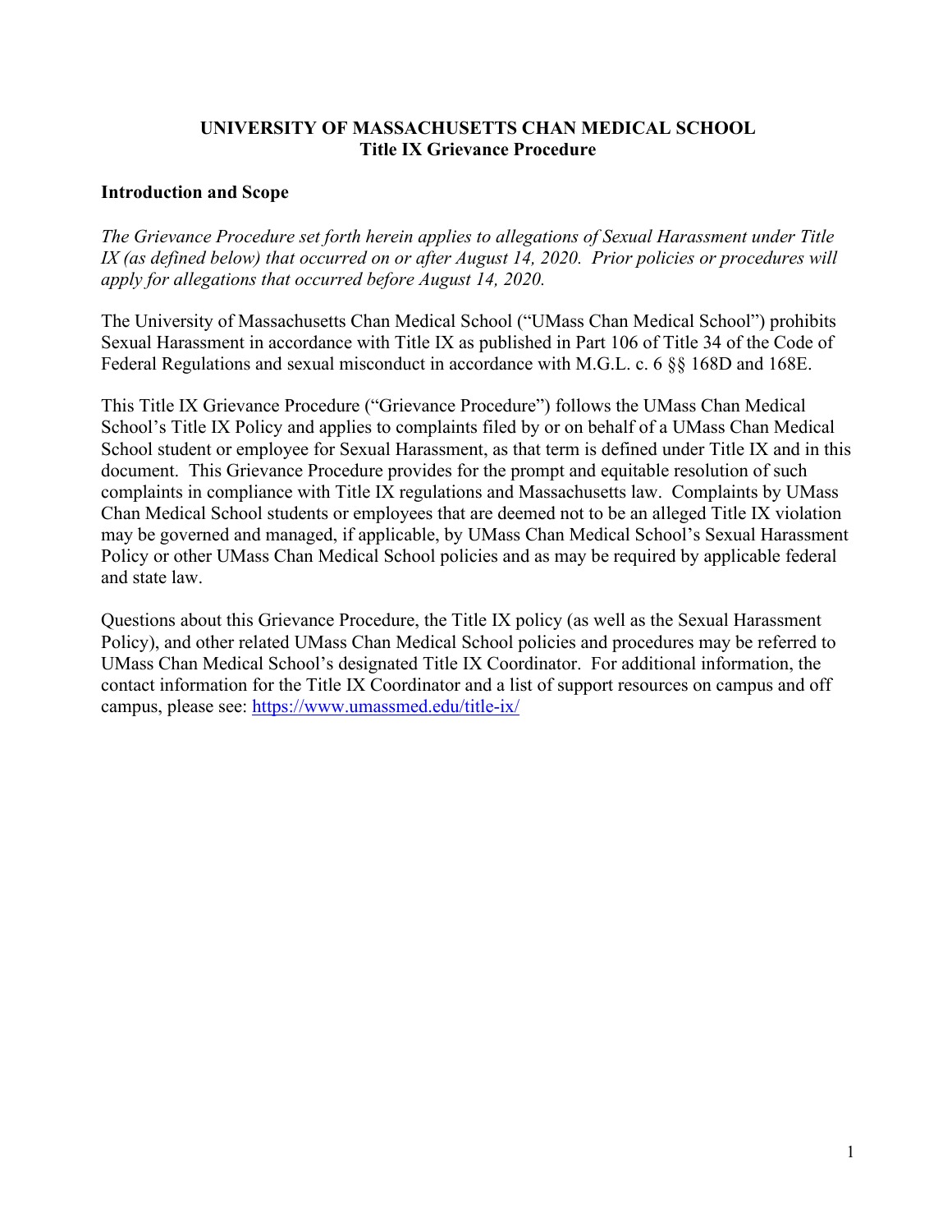# UNIVERSITY OF MASSACHUSETTS CHAN MEDICAL SCHOOL
## Title IX Grievance Procedure

### Introduction and Scope

*The Grievance Procedure set forth herein applies to allegations of Sexual Harassment under Title IX (as defined below) that occurred on or after August 14, 2020. Prior policies or procedures will apply for allegations that occurred before August 14, 2020.*

The University of Massachusetts Chan Medical School ("UMass Chan Medical School") prohibits Sexual Harassment in accordance with Title IX as published in Part 106 of Title 34 of the Code of Federal Regulations and sexual misconduct in accordance with M.G.L. c. 6 §§ 168D and 168E.

This Title IX Grievance Procedure ("Grievance Procedure") follows the UMass Chan Medical School's Title IX Policy and applies to complaints filed by or on behalf of a UMass Chan Medical School student or employee for Sexual Harassment, as that term is defined under Title IX and in this document. This Grievance Procedure provides for the prompt and equitable resolution of such complaints in compliance with Title IX regulations and Massachusetts law. Complaints by UMass Chan Medical School students or employees that are deemed not to be an alleged Title IX violation may be governed and managed, if applicable, by UMass Chan Medical School's Sexual Harassment Policy or other UMass Chan Medical School policies and as may be required by applicable federal and state law.

Questions about this Grievance Procedure, the Title IX policy (as well as the Sexual Harassment Policy), and other related UMass Chan Medical School policies and procedures may be referred to UMass Chan Medical School's designated Title IX Coordinator. For additional information, the contact information for the Title IX Coordinator and a list of support resources on campus and off campus, please see: https://www.umassmed.edu/title-ix/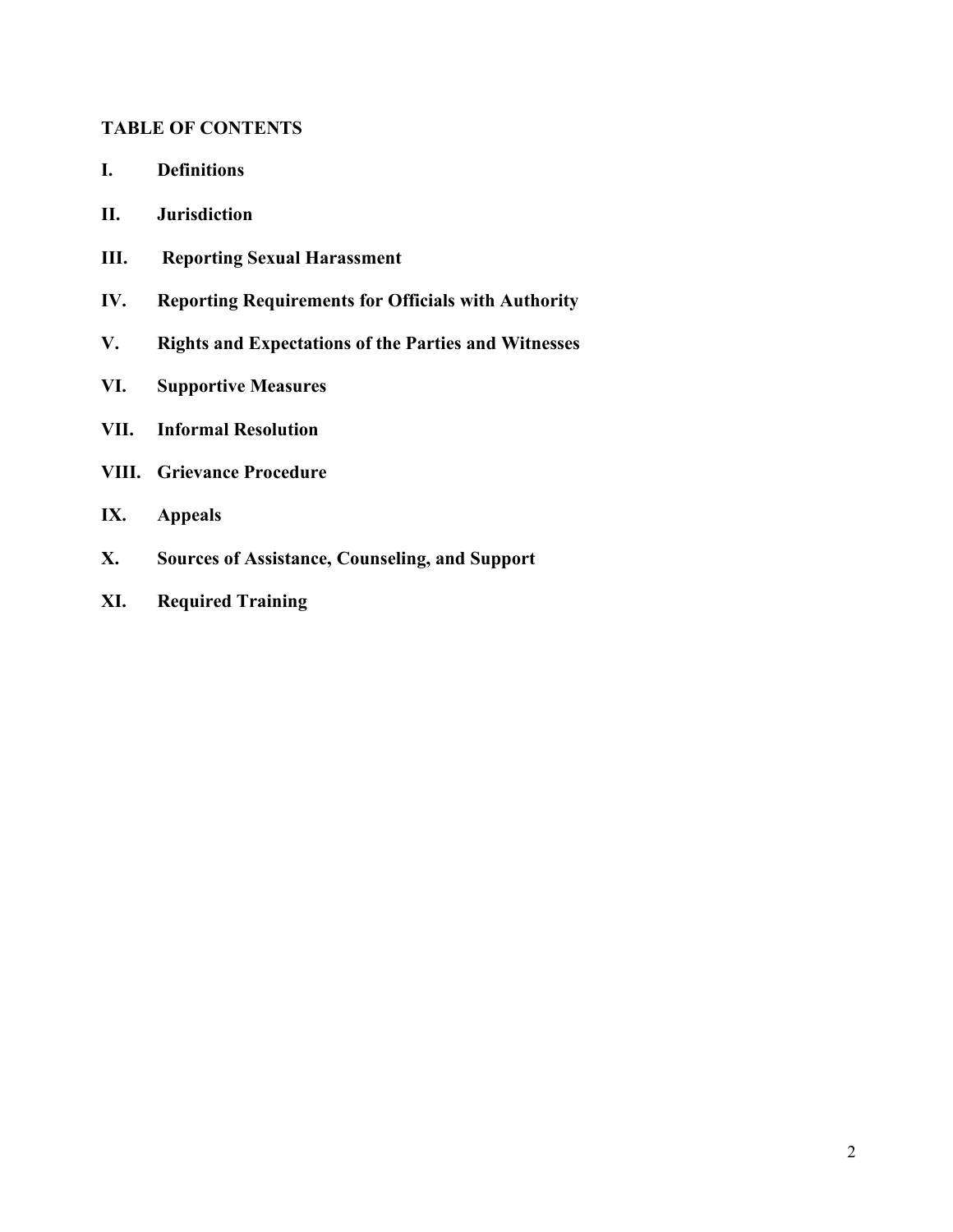**TABLE OF CONTENTS**

**I. Definitions**

**II. Jurisdiction**

**III. Reporting Sexual Harassment**

**IV. Reporting Requirements for Officials with Authority**

**V. Rights and Expectations of the Parties and Witnesses**

**VI. Supportive Measures**

**VII. Informal Resolution**

**VIII. Grievance Procedure**

**IX. Appeals**

**X. Sources of Assistance, Counseling, and Support**

**XI. Required Training**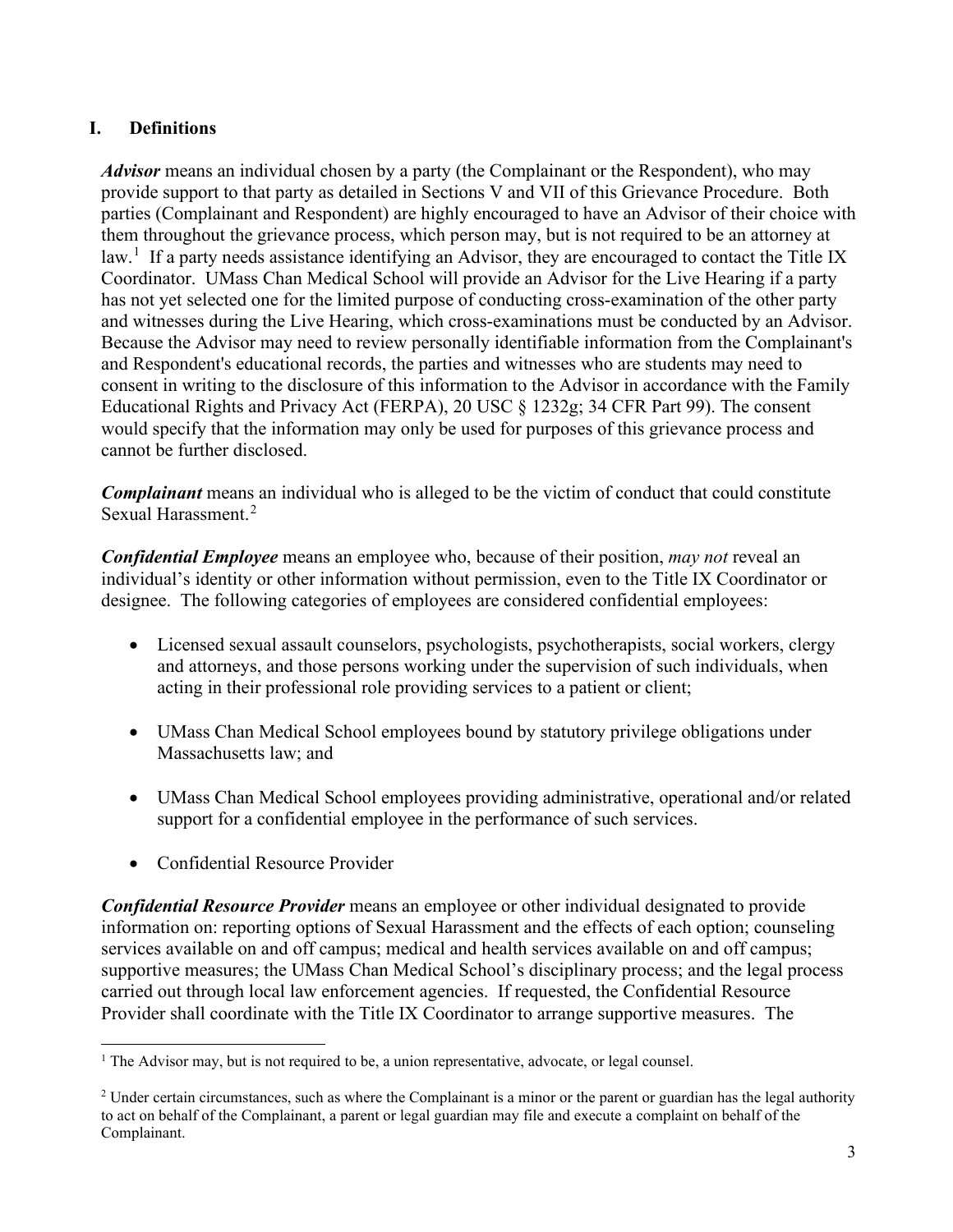## I. Definitions

***Advisor*** means an individual chosen by a party (the Complainant or the Respondent), who may provide support to that party as detailed in Sections V and VII of this Grievance Procedure. Both parties (Complainant and Respondent) are highly encouraged to have an Advisor of their choice with them throughout the grievance process, which person may, but is not required to be an attorney at law.[1] If a party needs assistance identifying an Advisor, they are encouraged to contact the Title IX Coordinator. UMass Chan Medical School will provide an Advisor for the Live Hearing if a party has not yet selected one for the limited purpose of conducting cross-examination of the other party and witnesses during the Live Hearing, which cross-examinations must be conducted by an Advisor. Because the Advisor may need to review personally identifiable information from the Complainant's and Respondent's educational records, the parties and witnesses who are students may need to consent in writing to the disclosure of this information to the Advisor in accordance with the Family Educational Rights and Privacy Act (FERPA), 20 USC § 1232g; 34 CFR Part 99). The consent would specify that the information may only be used for purposes of this grievance process and cannot be further disclosed.

***Complainant*** means an individual who is alleged to be the victim of conduct that could constitute Sexual Harassment.[2]

***Confidential Employee*** means an employee who, because of their position, *may not* reveal an individual's identity or other information without permission, even to the Title IX Coordinator or designee. The following categories of employees are considered confidential employees:

- Licensed sexual assault counselors, psychologists, psychotherapists, social workers, clergy and attorneys, and those persons working under the supervision of such individuals, when acting in their professional role providing services to a patient or client;
- UMass Chan Medical School employees bound by statutory privilege obligations under Massachusetts law; and
- UMass Chan Medical School employees providing administrative, operational and/or related support for a confidential employee in the performance of such services.
- Confidential Resource Provider

***Confidential Resource Provider*** means an employee or other individual designated to provide information on: reporting options of Sexual Harassment and the effects of each option; counseling services available on and off campus; medical and health services available on and off campus; supportive measures; the UMass Chan Medical School's disciplinary process; and the legal process carried out through local law enforcement agencies. If requested, the Confidential Resource Provider shall coordinate with the Title IX Coordinator to arrange supportive measures. The

---

[1] The Advisor may, but is not required to be, a union representative, advocate, or legal counsel.

[2] Under certain circumstances, such as where the Complainant is a minor or the parent or guardian has the legal authority to act on behalf of the Complainant, a parent or legal guardian may file and execute a complaint on behalf of the Complainant.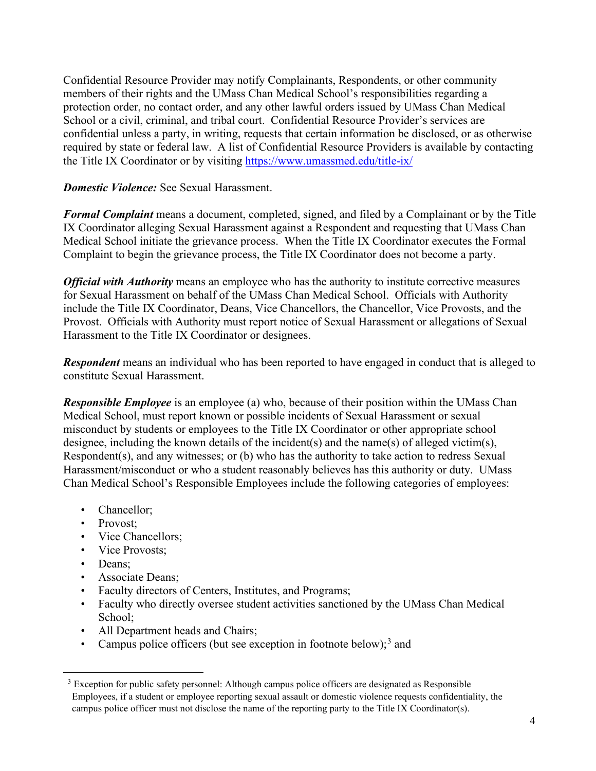Confidential Resource Provider may notify Complainants, Respondents, or other community members of their rights and the UMass Chan Medical School's responsibilities regarding a protection order, no contact order, and any other lawful orders issued by UMass Chan Medical School or a civil, criminal, and tribal court. Confidential Resource Provider's services are confidential unless a party, in writing, requests that certain information be disclosed, or as otherwise required by state or federal law. A list of Confidential Resource Providers is available by contacting the Title IX Coordinator or by visiting https://www.umassmed.edu/title-ix/

***Domestic Violence:*** See Sexual Harassment.

***Formal Complaint*** means a document, completed, signed, and filed by a Complainant or by the Title IX Coordinator alleging Sexual Harassment against a Respondent and requesting that UMass Chan Medical School initiate the grievance process. When the Title IX Coordinator executes the Formal Complaint to begin the grievance process, the Title IX Coordinator does not become a party.

***Official with Authority*** means an employee who has the authority to institute corrective measures for Sexual Harassment on behalf of the UMass Chan Medical School. Officials with Authority include the Title IX Coordinator, Deans, Vice Chancellors, the Chancellor, Vice Provosts, and the Provost. Officials with Authority must report notice of Sexual Harassment or allegations of Sexual Harassment to the Title IX Coordinator or designees.

***Respondent*** means an individual who has been reported to have engaged in conduct that is alleged to constitute Sexual Harassment.

***Responsible Employee*** is an employee (a) who, because of their position within the UMass Chan Medical School, must report known or possible incidents of Sexual Harassment or sexual misconduct by students or employees to the Title IX Coordinator or other appropriate school designee, including the known details of the incident(s) and the name(s) of alleged victim(s), Respondent(s), and any witnesses; or (b) who has the authority to take action to redress Sexual Harassment/misconduct or who a student reasonably believes has this authority or duty. UMass Chan Medical School's Responsible Employees include the following categories of employees:

- Chancellor;
- Provost;
- Vice Chancellors;
- Vice Provosts;
- Deans;
- Associate Deans;
- Faculty directors of Centers, Institutes, and Programs;
- Faculty who directly oversee student activities sanctioned by the UMass Chan Medical School;
- All Department heads and Chairs;
- Campus police officers (but see exception in footnote below);[3] and

[3] Exception for public safety personnel: Although campus police officers are designated as Responsible Employees, if a student or employee reporting sexual assault or domestic violence requests confidentiality, the campus police officer must not disclose the name of the reporting party to the Title IX Coordinator(s).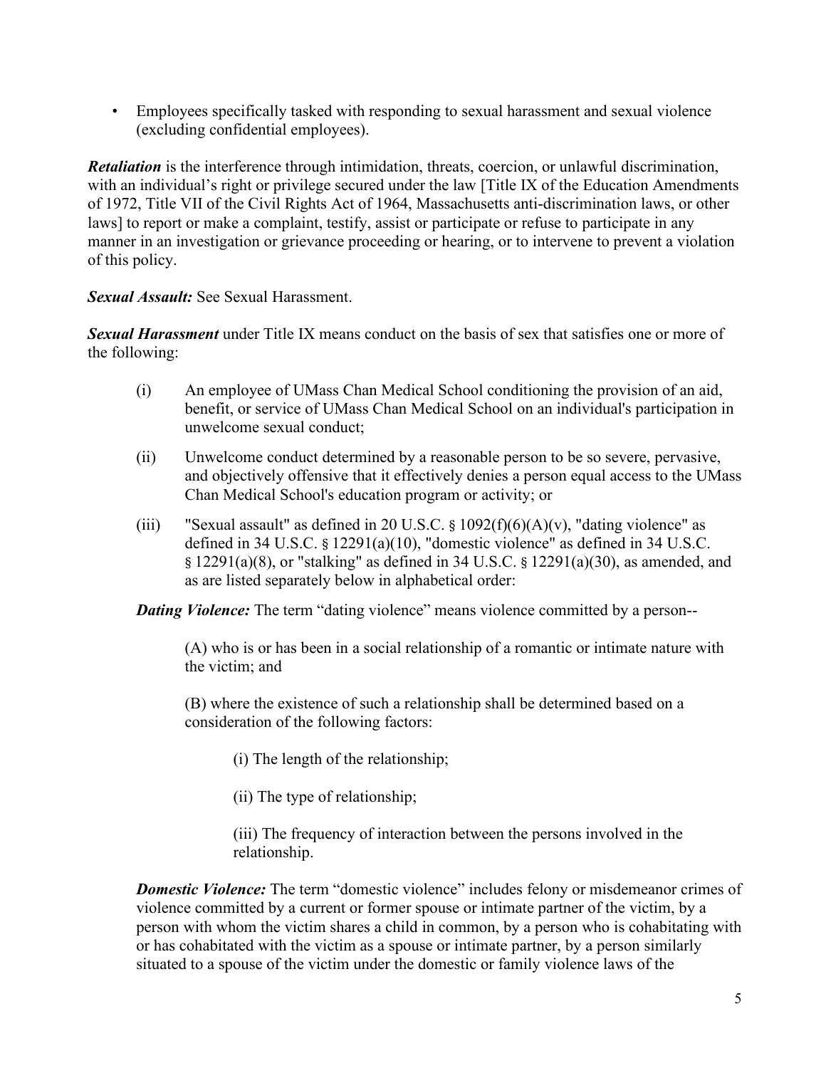- Employees specifically tasked with responding to sexual harassment and sexual violence (excluding confidential employees).

***Retaliation*** is the interference through intimidation, threats, coercion, or unlawful discrimination, with an individual's right or privilege secured under the law [Title IX of the Education Amendments of 1972, Title VII of the Civil Rights Act of 1964, Massachusetts anti-discrimination laws, or other laws] to report or make a complaint, testify, assist or participate or refuse to participate in any manner in an investigation or grievance proceeding or hearing, or to intervene to prevent a violation of this policy.

***Sexual Assault:*** See Sexual Harassment.

***Sexual Harassment*** under Title IX means conduct on the basis of sex that satisfies one or more of the following:

(i) An employee of UMass Chan Medical School conditioning the provision of an aid, benefit, or service of UMass Chan Medical School on an individual's participation in unwelcome sexual conduct;

(ii) Unwelcome conduct determined by a reasonable person to be so severe, pervasive, and objectively offensive that it effectively denies a person equal access to the UMass Chan Medical School's education program or activity; or

(iii) "Sexual assault" as defined in 20 U.S.C. § 1092(f)(6)(A)(v), "dating violence" as defined in 34 U.S.C. § 12291(a)(10), "domestic violence" as defined in 34 U.S.C. § 12291(a)(8), or "stalking" as defined in 34 U.S.C. § 12291(a)(30), as amended, and as are listed separately below in alphabetical order:

***Dating Violence:*** The term "dating violence" means violence committed by a person--

> (A) who is or has been in a social relationship of a romantic or intimate nature with the victim; and
>
> (B) where the existence of such a relationship shall be determined based on a consideration of the following factors:
>
> > (i) The length of the relationship;
> >
> > (ii) The type of relationship;
> >
> > (iii) The frequency of interaction between the persons involved in the relationship.

***Domestic Violence:*** The term "domestic violence" includes felony or misdemeanor crimes of violence committed by a current or former spouse or intimate partner of the victim, by a person with whom the victim shares a child in common, by a person who is cohabitating with or has cohabitated with the victim as a spouse or intimate partner, by a person similarly situated to a spouse of the victim under the domestic or family violence laws of the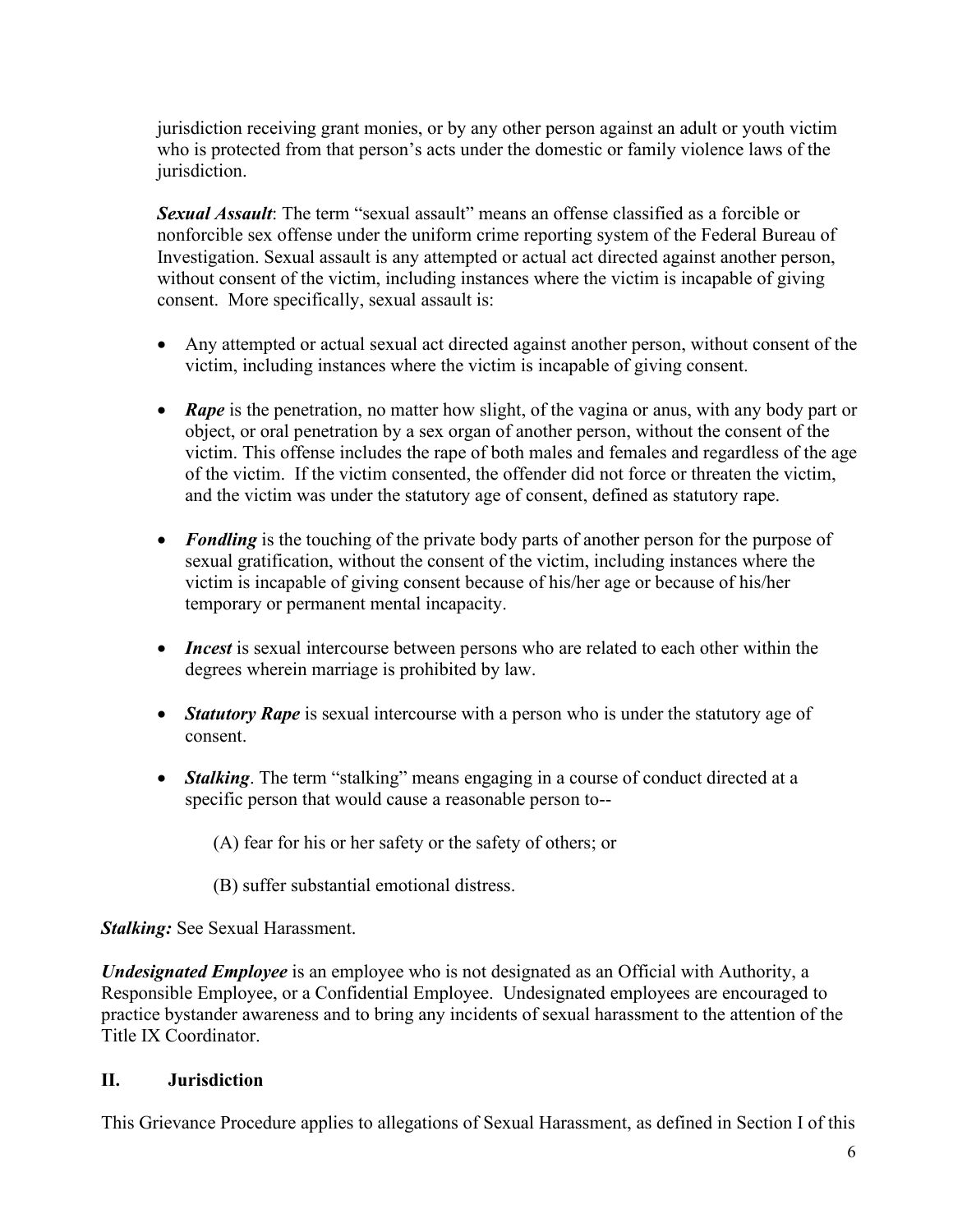jurisdiction receiving grant monies, or by any other person against an adult or youth victim who is protected from that person's acts under the domestic or family violence laws of the jurisdiction.

***Sexual Assault***: The term "sexual assault" means an offense classified as a forcible or nonforcible sex offense under the uniform crime reporting system of the Federal Bureau of Investigation. Sexual assault is any attempted or actual act directed against another person, without consent of the victim, including instances where the victim is incapable of giving consent. More specifically, sexual assault is:

- Any attempted or actual sexual act directed against another person, without consent of the victim, including instances where the victim is incapable of giving consent.
- ***Rape*** is the penetration, no matter how slight, of the vagina or anus, with any body part or object, or oral penetration by a sex organ of another person, without the consent of the victim. This offense includes the rape of both males and females and regardless of the age of the victim. If the victim consented, the offender did not force or threaten the victim, and the victim was under the statutory age of consent, defined as statutory rape.
- ***Fondling*** is the touching of the private body parts of another person for the purpose of sexual gratification, without the consent of the victim, including instances where the victim is incapable of giving consent because of his/her age or because of his/her temporary or permanent mental incapacity.
- ***Incest*** is sexual intercourse between persons who are related to each other within the degrees wherein marriage is prohibited by law.
- ***Statutory Rape*** is sexual intercourse with a person who is under the statutory age of consent.
- ***Stalking***. The term "stalking" means engaging in a course of conduct directed at a specific person that would cause a reasonable person to--

  (A) fear for his or her safety or the safety of others; or

  (B) suffer substantial emotional distress.

***Stalking:*** See Sexual Harassment.

***Undesignated Employee*** is an employee who is not designated as an Official with Authority, a Responsible Employee, or a Confidential Employee. Undesignated employees are encouraged to practice bystander awareness and to bring any incidents of sexual harassment to the attention of the Title IX Coordinator.

## II. Jurisdiction

This Grievance Procedure applies to allegations of Sexual Harassment, as defined in Section I of this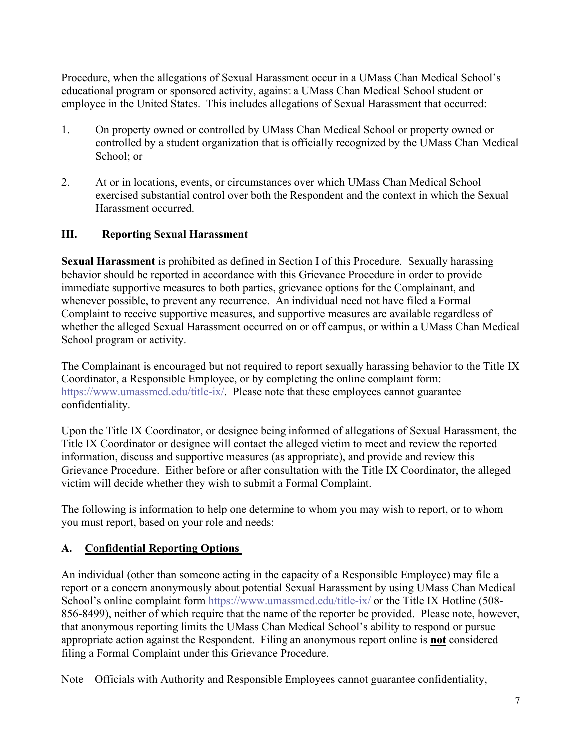Procedure, when the allegations of Sexual Harassment occur in a UMass Chan Medical School's educational program or sponsored activity, against a UMass Chan Medical School student or employee in the United States. This includes allegations of Sexual Harassment that occurred:

1. On property owned or controlled by UMass Chan Medical School or property owned or controlled by a student organization that is officially recognized by the UMass Chan Medical School; or

2. At or in locations, events, or circumstances over which UMass Chan Medical School exercised substantial control over both the Respondent and the context in which the Sexual Harassment occurred.

## III. Reporting Sexual Harassment

**Sexual Harassment** is prohibited as defined in Section I of this Procedure. Sexually harassing behavior should be reported in accordance with this Grievance Procedure in order to provide immediate supportive measures to both parties, grievance options for the Complainant, and whenever possible, to prevent any recurrence. An individual need not have filed a Formal Complaint to receive supportive measures, and supportive measures are available regardless of whether the alleged Sexual Harassment occurred on or off campus, or within a UMass Chan Medical School program or activity.

The Complainant is encouraged but not required to report sexually harassing behavior to the Title IX Coordinator, a Responsible Employee, or by completing the online complaint form: https://www.umassmed.edu/title-ix/. Please note that these employees cannot guarantee confidentiality.

Upon the Title IX Coordinator, or designee being informed of allegations of Sexual Harassment, the Title IX Coordinator or designee will contact the alleged victim to meet and review the reported information, discuss and supportive measures (as appropriate), and provide and review this Grievance Procedure. Either before or after consultation with the Title IX Coordinator, the alleged victim will decide whether they wish to submit a Formal Complaint.

The following is information to help one determine to whom you may wish to report, or to whom you must report, based on your role and needs:

### A. <u>Confidential Reporting Options</u>

An individual (other than someone acting in the capacity of a Responsible Employee) may file a report or a concern anonymously about potential Sexual Harassment by using UMass Chan Medical School's online complaint form https://www.umassmed.edu/title-ix/ or the Title IX Hotline (508-856-8499), neither of which require that the name of the reporter be provided. Please note, however, that anonymous reporting limits the UMass Chan Medical School's ability to respond or pursue appropriate action against the Respondent. Filing an anonymous report online is <u>**not**</u> considered filing a Formal Complaint under this Grievance Procedure.

Note – Officials with Authority and Responsible Employees cannot guarantee confidentiality,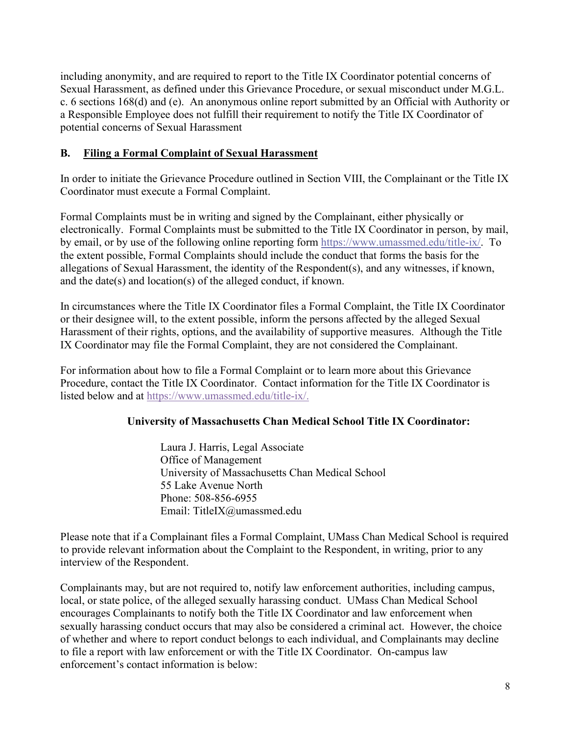including anonymity, and are required to report to the Title IX Coordinator potential concerns of Sexual Harassment, as defined under this Grievance Procedure, or sexual misconduct under M.G.L. c. 6 sections 168(d) and (e). An anonymous online report submitted by an Official with Authority or a Responsible Employee does not fulfill their requirement to notify the Title IX Coordinator of potential concerns of Sexual Harassment

### B. Filing a Formal Complaint of Sexual Harassment

In order to initiate the Grievance Procedure outlined in Section VIII, the Complainant or the Title IX Coordinator must execute a Formal Complaint.

Formal Complaints must be in writing and signed by the Complainant, either physically or electronically. Formal Complaints must be submitted to the Title IX Coordinator in person, by mail, by email, or by use of the following online reporting form https://www.umassmed.edu/title-ix/. To the extent possible, Formal Complaints should include the conduct that forms the basis for the allegations of Sexual Harassment, the identity of the Respondent(s), and any witnesses, if known, and the date(s) and location(s) of the alleged conduct, if known.

In circumstances where the Title IX Coordinator files a Formal Complaint, the Title IX Coordinator or their designee will, to the extent possible, inform the persons affected by the alleged Sexual Harassment of their rights, options, and the availability of supportive measures. Although the Title IX Coordinator may file the Formal Complaint, they are not considered the Complainant.

For information about how to file a Formal Complaint or to learn more about this Grievance Procedure, contact the Title IX Coordinator. Contact information for the Title IX Coordinator is listed below and at https://www.umassmed.edu/title-ix/.

**University of Massachusetts Chan Medical School Title IX Coordinator:**

Laura J. Harris, Legal Associate
Office of Management
University of Massachusetts Chan Medical School
55 Lake Avenue North
Phone: 508-856-6955
Email: TitleIX@umassmed.edu

Please note that if a Complainant files a Formal Complaint, UMass Chan Medical School is required to provide relevant information about the Complaint to the Respondent, in writing, prior to any interview of the Respondent.

Complainants may, but are not required to, notify law enforcement authorities, including campus, local, or state police, of the alleged sexually harassing conduct. UMass Chan Medical School encourages Complainants to notify both the Title IX Coordinator and law enforcement when sexually harassing conduct occurs that may also be considered a criminal act. However, the choice of whether and where to report conduct belongs to each individual, and Complainants may decline to file a report with law enforcement or with the Title IX Coordinator. On-campus law enforcement's contact information is below: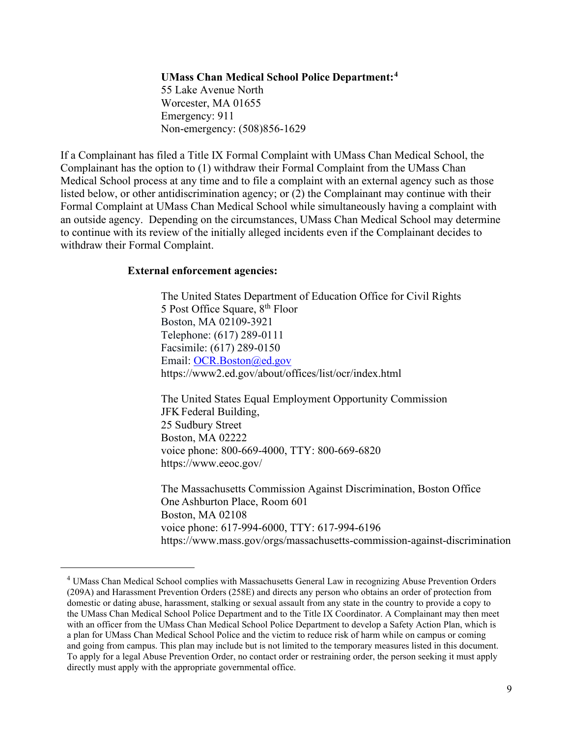**UMass Chan Medical School Police Department:**[4]
55 Lake Avenue North
Worcester, MA 01655
Emergency: 911
Non-emergency: (508)856-1629

If a Complainant has filed a Title IX Formal Complaint with UMass Chan Medical School, the Complainant has the option to (1) withdraw their Formal Complaint from the UMass Chan Medical School process at any time and to file a complaint with an external agency such as those listed below, or other antidiscrimination agency; or (2) the Complainant may continue with their Formal Complaint at UMass Chan Medical School while simultaneously having a complaint with an outside agency. Depending on the circumstances, UMass Chan Medical School may determine to continue with its review of the initially alleged incidents even if the Complainant decides to withdraw their Formal Complaint.

**External enforcement agencies:**

The United States Department of Education Office for Civil Rights
5 Post Office Square, 8th Floor
Boston, MA 02109-3921
Telephone: (617) 289-0111
Facsimile: (617) 289-0150
Email: OCR.Boston@ed.gov
https://www2.ed.gov/about/offices/list/ocr/index.html

The United States Equal Employment Opportunity Commission
JFK Federal Building,
25 Sudbury Street
Boston, MA 02222
voice phone: 800-669-4000, TTY: 800-669-6820
https://www.eeoc.gov/

The Massachusetts Commission Against Discrimination, Boston Office
One Ashburton Place, Room 601
Boston, MA 02108
voice phone: 617-994-6000, TTY: 617-994-6196
https://www.mass.gov/orgs/massachusetts-commission-against-discrimination

---

[4] UMass Chan Medical School complies with Massachusetts General Law in recognizing Abuse Prevention Orders (209A) and Harassment Prevention Orders (258E) and directs any person who obtains an order of protection from domestic or dating abuse, harassment, stalking or sexual assault from any state in the country to provide a copy to the UMass Chan Medical School Police Department and to the Title IX Coordinator. A Complainant may then meet with an officer from the UMass Chan Medical School Police Department to develop a Safety Action Plan, which is a plan for UMass Chan Medical School Police and the victim to reduce risk of harm while on campus or coming and going from campus. This plan may include but is not limited to the temporary measures listed in this document. To apply for a legal Abuse Prevention Order, no contact order or restraining order, the person seeking it must apply directly must apply with the appropriate governmental office.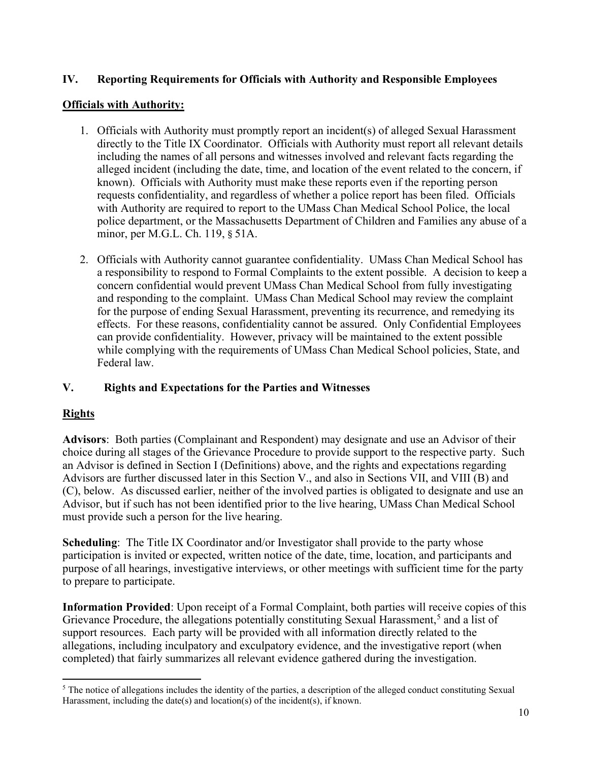## IV. Reporting Requirements for Officials with Authority and Responsible Employees

**Officials with Authority:**

1. Officials with Authority must promptly report an incident(s) of alleged Sexual Harassment directly to the Title IX Coordinator. Officials with Authority must report all relevant details including the names of all persons and witnesses involved and relevant facts regarding the alleged incident (including the date, time, and location of the event related to the concern, if known). Officials with Authority must make these reports even if the reporting person requests confidentiality, and regardless of whether a police report has been filed. Officials with Authority are required to report to the UMass Chan Medical School Police, the local police department, or the Massachusetts Department of Children and Families any abuse of a minor, per M.G.L. Ch. 119, § 51A.

2. Officials with Authority cannot guarantee confidentiality. UMass Chan Medical School has a responsibility to respond to Formal Complaints to the extent possible. A decision to keep a concern confidential would prevent UMass Chan Medical School from fully investigating and responding to the complaint. UMass Chan Medical School may review the complaint for the purpose of ending Sexual Harassment, preventing its recurrence, and remedying its effects. For these reasons, confidentiality cannot be assured. Only Confidential Employees can provide confidentiality. However, privacy will be maintained to the extent possible while complying with the requirements of UMass Chan Medical School policies, State, and Federal law.

## V. Rights and Expectations for the Parties and Witnesses

**Rights**

**Advisors**: Both parties (Complainant and Respondent) may designate and use an Advisor of their choice during all stages of the Grievance Procedure to provide support to the respective party. Such an Advisor is defined in Section I (Definitions) above, and the rights and expectations regarding Advisors are further discussed later in this Section V., and also in Sections VII, and VIII (B) and (C), below. As discussed earlier, neither of the involved parties is obligated to designate and use an Advisor, but if such has not been identified prior to the live hearing, UMass Chan Medical School must provide such a person for the live hearing.

**Scheduling**: The Title IX Coordinator and/or Investigator shall provide to the party whose participation is invited or expected, written notice of the date, time, location, and participants and purpose of all hearings, investigative interviews, or other meetings with sufficient time for the party to prepare to participate.

**Information Provided**: Upon receipt of a Formal Complaint, both parties will receive copies of this Grievance Procedure, the allegations potentially constituting Sexual Harassment,[5] and a list of support resources. Each party will be provided with all information directly related to the allegations, including inculpatory and exculpatory evidence, and the investigative report (when completed) that fairly summarizes all relevant evidence gathered during the investigation.

[5] The notice of allegations includes the identity of the parties, a description of the alleged conduct constituting Sexual Harassment, including the date(s) and location(s) of the incident(s), if known.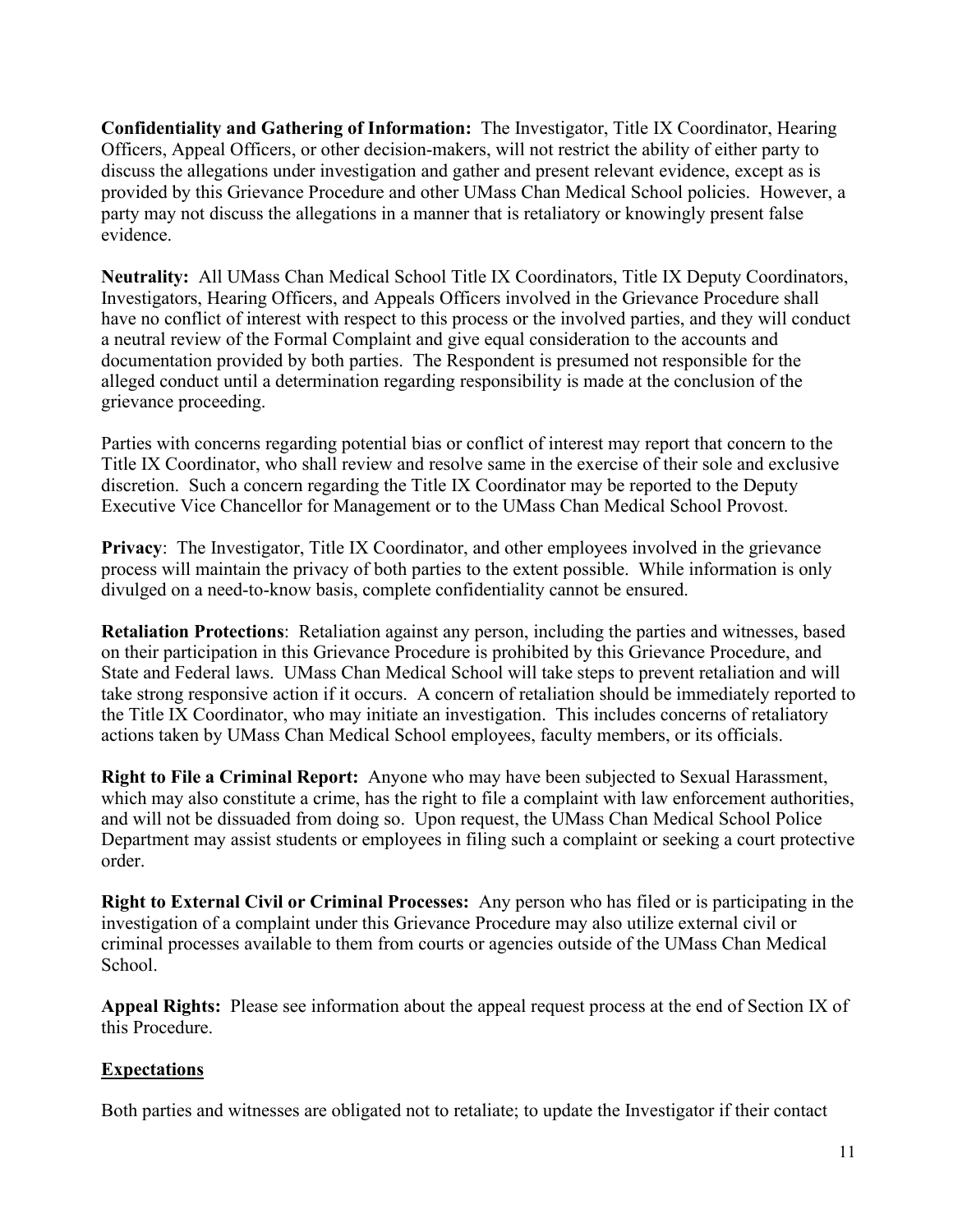**Confidentiality and Gathering of Information:** The Investigator, Title IX Coordinator, Hearing Officers, Appeal Officers, or other decision-makers, will not restrict the ability of either party to discuss the allegations under investigation and gather and present relevant evidence, except as is provided by this Grievance Procedure and other UMass Chan Medical School policies. However, a party may not discuss the allegations in a manner that is retaliatory or knowingly present false evidence.

**Neutrality:** All UMass Chan Medical School Title IX Coordinators, Title IX Deputy Coordinators, Investigators, Hearing Officers, and Appeals Officers involved in the Grievance Procedure shall have no conflict of interest with respect to this process or the involved parties, and they will conduct a neutral review of the Formal Complaint and give equal consideration to the accounts and documentation provided by both parties. The Respondent is presumed not responsible for the alleged conduct until a determination regarding responsibility is made at the conclusion of the grievance proceeding.

Parties with concerns regarding potential bias or conflict of interest may report that concern to the Title IX Coordinator, who shall review and resolve same in the exercise of their sole and exclusive discretion. Such a concern regarding the Title IX Coordinator may be reported to the Deputy Executive Vice Chancellor for Management or to the UMass Chan Medical School Provost.

**Privacy**: The Investigator, Title IX Coordinator, and other employees involved in the grievance process will maintain the privacy of both parties to the extent possible. While information is only divulged on a need-to-know basis, complete confidentiality cannot be ensured.

**Retaliation Protections**: Retaliation against any person, including the parties and witnesses, based on their participation in this Grievance Procedure is prohibited by this Grievance Procedure, and State and Federal laws. UMass Chan Medical School will take steps to prevent retaliation and will take strong responsive action if it occurs. A concern of retaliation should be immediately reported to the Title IX Coordinator, who may initiate an investigation. This includes concerns of retaliatory actions taken by UMass Chan Medical School employees, faculty members, or its officials.

**Right to File a Criminal Report:** Anyone who may have been subjected to Sexual Harassment, which may also constitute a crime, has the right to file a complaint with law enforcement authorities, and will not be dissuaded from doing so. Upon request, the UMass Chan Medical School Police Department may assist students or employees in filing such a complaint or seeking a court protective order.

**Right to External Civil or Criminal Processes:** Any person who has filed or is participating in the investigation of a complaint under this Grievance Procedure may also utilize external civil or criminal processes available to them from courts or agencies outside of the UMass Chan Medical School.

**Appeal Rights:** Please see information about the appeal request process at the end of Section IX of this Procedure.

**Expectations**

Both parties and witnesses are obligated not to retaliate; to update the Investigator if their contact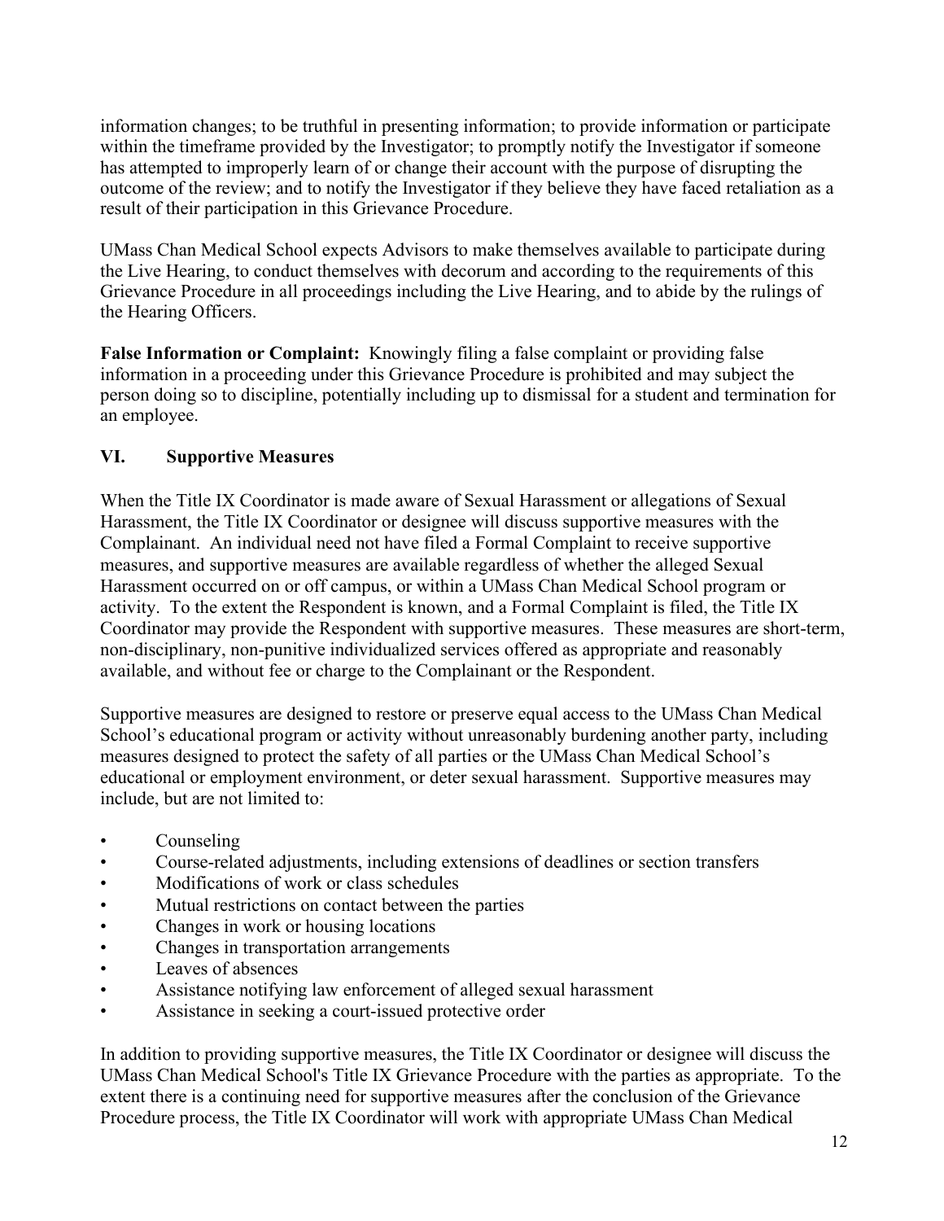information changes; to be truthful in presenting information; to provide information or participate within the timeframe provided by the Investigator; to promptly notify the Investigator if someone has attempted to improperly learn of or change their account with the purpose of disrupting the outcome of the review; and to notify the Investigator if they believe they have faced retaliation as a result of their participation in this Grievance Procedure.

UMass Chan Medical School expects Advisors to make themselves available to participate during the Live Hearing, to conduct themselves with decorum and according to the requirements of this Grievance Procedure in all proceedings including the Live Hearing, and to abide by the rulings of the Hearing Officers.

**False Information or Complaint:** Knowingly filing a false complaint or providing false information in a proceeding under this Grievance Procedure is prohibited and may subject the person doing so to discipline, potentially including up to dismissal for a student and termination for an employee.

## VI. Supportive Measures

When the Title IX Coordinator is made aware of Sexual Harassment or allegations of Sexual Harassment, the Title IX Coordinator or designee will discuss supportive measures with the Complainant. An individual need not have filed a Formal Complaint to receive supportive measures, and supportive measures are available regardless of whether the alleged Sexual Harassment occurred on or off campus, or within a UMass Chan Medical School program or activity. To the extent the Respondent is known, and a Formal Complaint is filed, the Title IX Coordinator may provide the Respondent with supportive measures. These measures are short-term, non-disciplinary, non-punitive individualized services offered as appropriate and reasonably available, and without fee or charge to the Complainant or the Respondent.

Supportive measures are designed to restore or preserve equal access to the UMass Chan Medical School's educational program or activity without unreasonably burdening another party, including measures designed to protect the safety of all parties or the UMass Chan Medical School's educational or employment environment, or deter sexual harassment. Supportive measures may include, but are not limited to:

- Counseling
- Course-related adjustments, including extensions of deadlines or section transfers
- Modifications of work or class schedules
- Mutual restrictions on contact between the parties
- Changes in work or housing locations
- Changes in transportation arrangements
- Leaves of absences
- Assistance notifying law enforcement of alleged sexual harassment
- Assistance in seeking a court-issued protective order

In addition to providing supportive measures, the Title IX Coordinator or designee will discuss the UMass Chan Medical School's Title IX Grievance Procedure with the parties as appropriate. To the extent there is a continuing need for supportive measures after the conclusion of the Grievance Procedure process, the Title IX Coordinator will work with appropriate UMass Chan Medical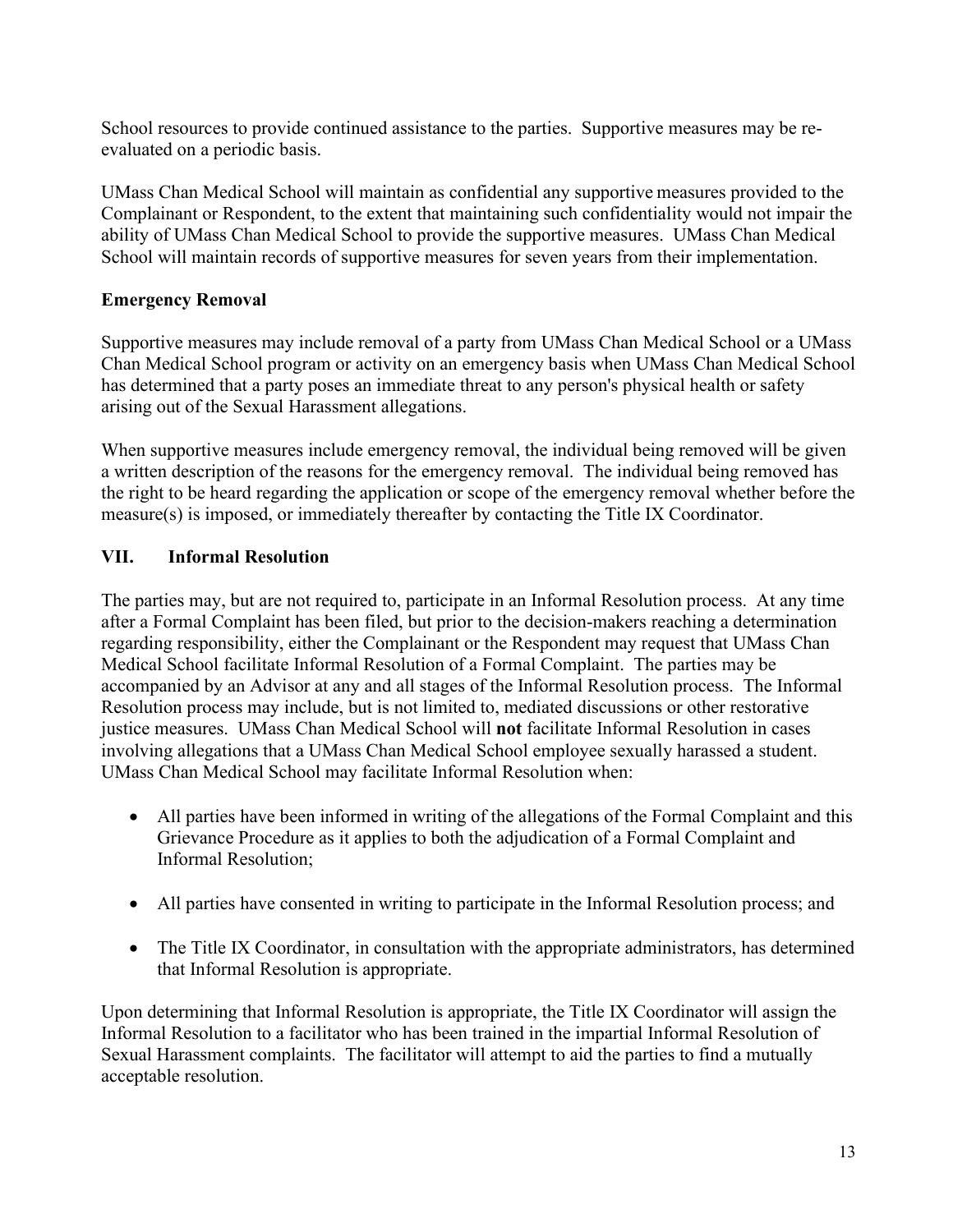School resources to provide continued assistance to the parties. Supportive measures may be re-evaluated on a periodic basis.

UMass Chan Medical School will maintain as confidential any supportive measures provided to the Complainant or Respondent, to the extent that maintaining such confidentiality would not impair the ability of UMass Chan Medical School to provide the supportive measures. UMass Chan Medical School will maintain records of supportive measures for seven years from their implementation.

### Emergency Removal

Supportive measures may include removal of a party from UMass Chan Medical School or a UMass Chan Medical School program or activity on an emergency basis when UMass Chan Medical School has determined that a party poses an immediate threat to any person's physical health or safety arising out of the Sexual Harassment allegations.

When supportive measures include emergency removal, the individual being removed will be given a written description of the reasons for the emergency removal. The individual being removed has the right to be heard regarding the application or scope of the emergency removal whether before the measure(s) is imposed, or immediately thereafter by contacting the Title IX Coordinator.

## VII. Informal Resolution

The parties may, but are not required to, participate in an Informal Resolution process. At any time after a Formal Complaint has been filed, but prior to the decision-makers reaching a determination regarding responsibility, either the Complainant or the Respondent may request that UMass Chan Medical School facilitate Informal Resolution of a Formal Complaint. The parties may be accompanied by an Advisor at any and all stages of the Informal Resolution process. The Informal Resolution process may include, but is not limited to, mediated discussions or other restorative justice measures. UMass Chan Medical School will **not** facilitate Informal Resolution in cases involving allegations that a UMass Chan Medical School employee sexually harassed a student. UMass Chan Medical School may facilitate Informal Resolution when:

- All parties have been informed in writing of the allegations of the Formal Complaint and this Grievance Procedure as it applies to both the adjudication of a Formal Complaint and Informal Resolution;
- All parties have consented in writing to participate in the Informal Resolution process; and
- The Title IX Coordinator, in consultation with the appropriate administrators, has determined that Informal Resolution is appropriate.

Upon determining that Informal Resolution is appropriate, the Title IX Coordinator will assign the Informal Resolution to a facilitator who has been trained in the impartial Informal Resolution of Sexual Harassment complaints. The facilitator will attempt to aid the parties to find a mutually acceptable resolution.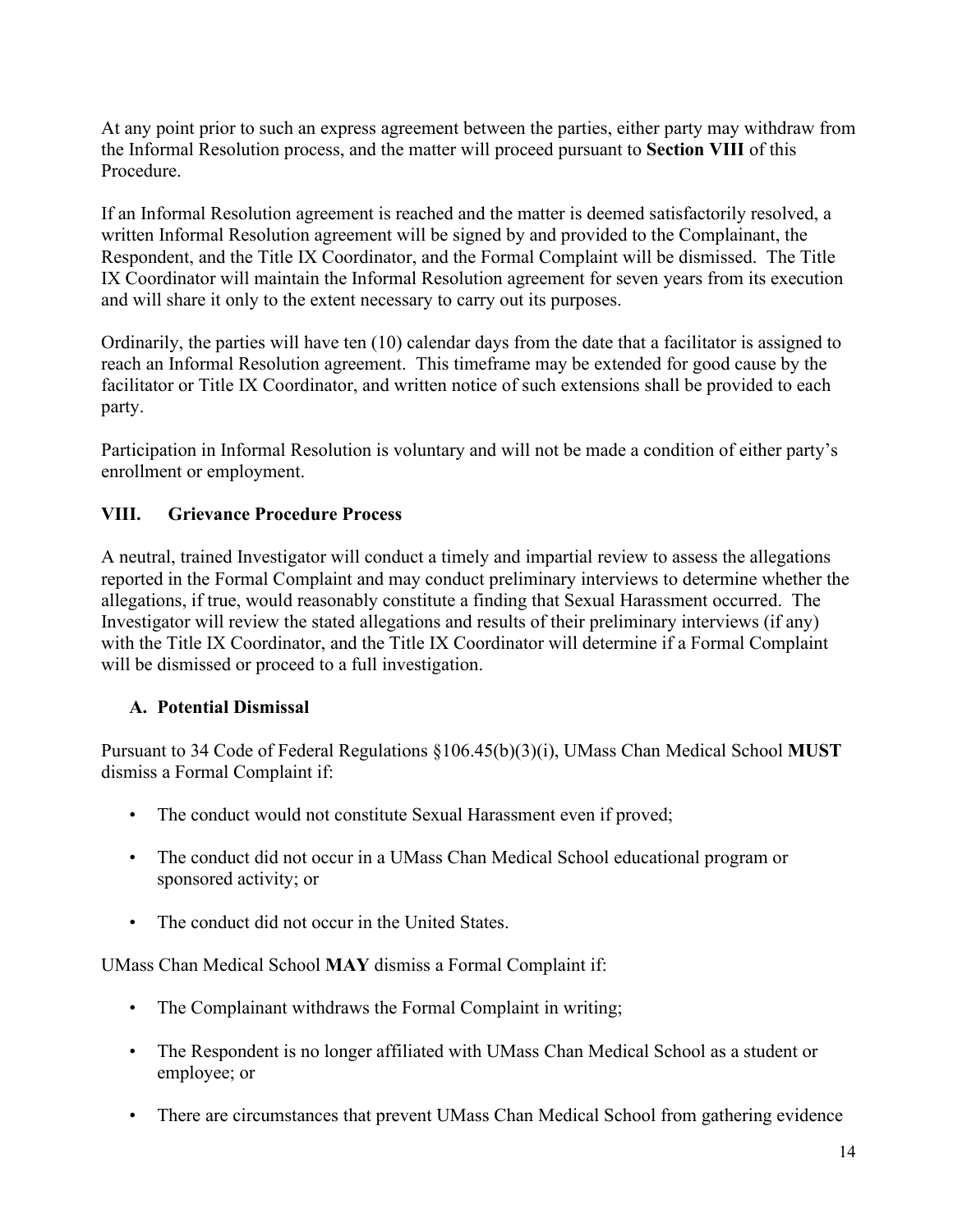At any point prior to such an express agreement between the parties, either party may withdraw from the Informal Resolution process, and the matter will proceed pursuant to **Section VIII** of this Procedure.

If an Informal Resolution agreement is reached and the matter is deemed satisfactorily resolved, a written Informal Resolution agreement will be signed by and provided to the Complainant, the Respondent, and the Title IX Coordinator, and the Formal Complaint will be dismissed. The Title IX Coordinator will maintain the Informal Resolution agreement for seven years from its execution and will share it only to the extent necessary to carry out its purposes.

Ordinarily, the parties will have ten (10) calendar days from the date that a facilitator is assigned to reach an Informal Resolution agreement. This timeframe may be extended for good cause by the facilitator or Title IX Coordinator, and written notice of such extensions shall be provided to each party.

Participation in Informal Resolution is voluntary and will not be made a condition of either party's enrollment or employment.

## VIII. Grievance Procedure Process

A neutral, trained Investigator will conduct a timely and impartial review to assess the allegations reported in the Formal Complaint and may conduct preliminary interviews to determine whether the allegations, if true, would reasonably constitute a finding that Sexual Harassment occurred. The Investigator will review the stated allegations and results of their preliminary interviews (if any) with the Title IX Coordinator, and the Title IX Coordinator will determine if a Formal Complaint will be dismissed or proceed to a full investigation.

### A. Potential Dismissal

Pursuant to 34 Code of Federal Regulations §106.45(b)(3)(i), UMass Chan Medical School **MUST** dismiss a Formal Complaint if:

- The conduct would not constitute Sexual Harassment even if proved;
- The conduct did not occur in a UMass Chan Medical School educational program or sponsored activity; or
- The conduct did not occur in the United States.

UMass Chan Medical School **MAY** dismiss a Formal Complaint if:

- The Complainant withdraws the Formal Complaint in writing;
- The Respondent is no longer affiliated with UMass Chan Medical School as a student or employee; or
- There are circumstances that prevent UMass Chan Medical School from gathering evidence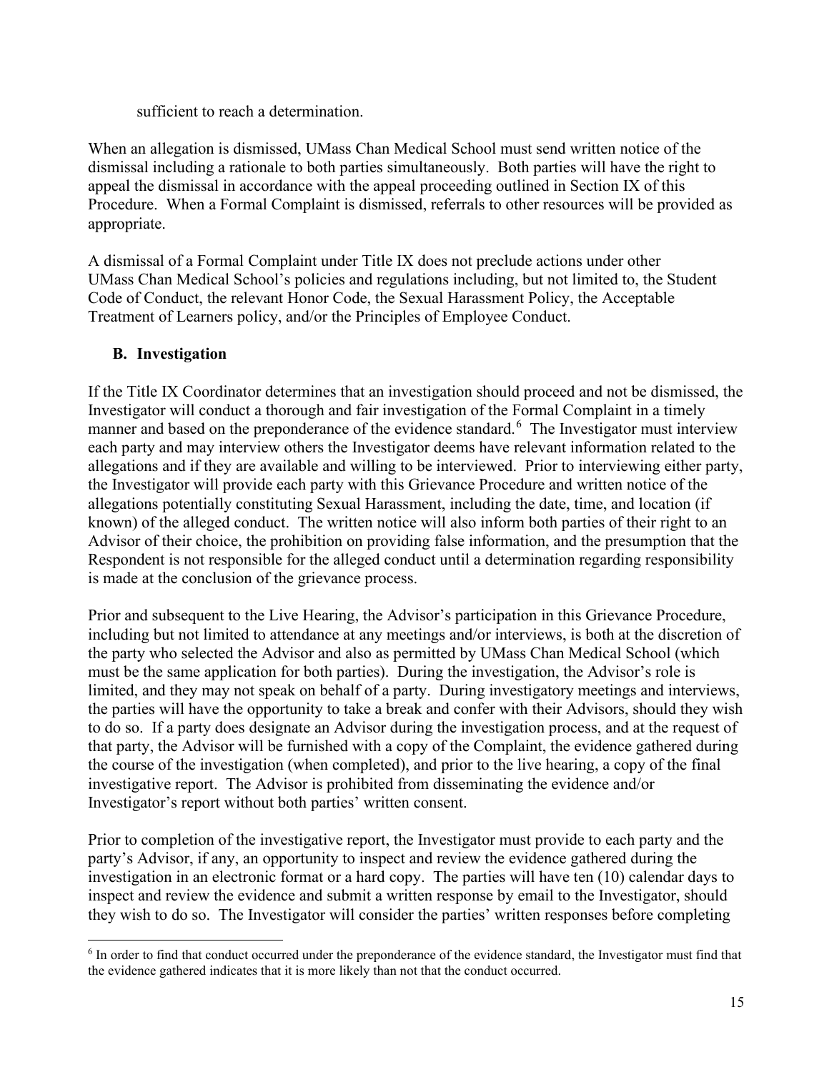sufficient to reach a determination.

When an allegation is dismissed, UMass Chan Medical School must send written notice of the dismissal including a rationale to both parties simultaneously. Both parties will have the right to appeal the dismissal in accordance with the appeal proceeding outlined in Section IX of this Procedure. When a Formal Complaint is dismissed, referrals to other resources will be provided as appropriate.

A dismissal of a Formal Complaint under Title IX does not preclude actions under other UMass Chan Medical School's policies and regulations including, but not limited to, the Student Code of Conduct, the relevant Honor Code, the Sexual Harassment Policy, the Acceptable Treatment of Learners policy, and/or the Principles of Employee Conduct.

### B. Investigation

If the Title IX Coordinator determines that an investigation should proceed and not be dismissed, the Investigator will conduct a thorough and fair investigation of the Formal Complaint in a timely manner and based on the preponderance of the evidence standard.[6] The Investigator must interview each party and may interview others the Investigator deems have relevant information related to the allegations and if they are available and willing to be interviewed. Prior to interviewing either party, the Investigator will provide each party with this Grievance Procedure and written notice of the allegations potentially constituting Sexual Harassment, including the date, time, and location (if known) of the alleged conduct. The written notice will also inform both parties of their right to an Advisor of their choice, the prohibition on providing false information, and the presumption that the Respondent is not responsible for the alleged conduct until a determination regarding responsibility is made at the conclusion of the grievance process.

Prior and subsequent to the Live Hearing, the Advisor's participation in this Grievance Procedure, including but not limited to attendance at any meetings and/or interviews, is both at the discretion of the party who selected the Advisor and also as permitted by UMass Chan Medical School (which must be the same application for both parties). During the investigation, the Advisor's role is limited, and they may not speak on behalf of a party. During investigatory meetings and interviews, the parties will have the opportunity to take a break and confer with their Advisors, should they wish to do so. If a party does designate an Advisor during the investigation process, and at the request of that party, the Advisor will be furnished with a copy of the Complaint, the evidence gathered during the course of the investigation (when completed), and prior to the live hearing, a copy of the final investigative report. The Advisor is prohibited from disseminating the evidence and/or Investigator's report without both parties' written consent.

Prior to completion of the investigative report, the Investigator must provide to each party and the party's Advisor, if any, an opportunity to inspect and review the evidence gathered during the investigation in an electronic format or a hard copy. The parties will have ten (10) calendar days to inspect and review the evidence and submit a written response by email to the Investigator, should they wish to do so. The Investigator will consider the parties' written responses before completing

[6] In order to find that conduct occurred under the preponderance of the evidence standard, the Investigator must find that the evidence gathered indicates that it is more likely than not that the conduct occurred.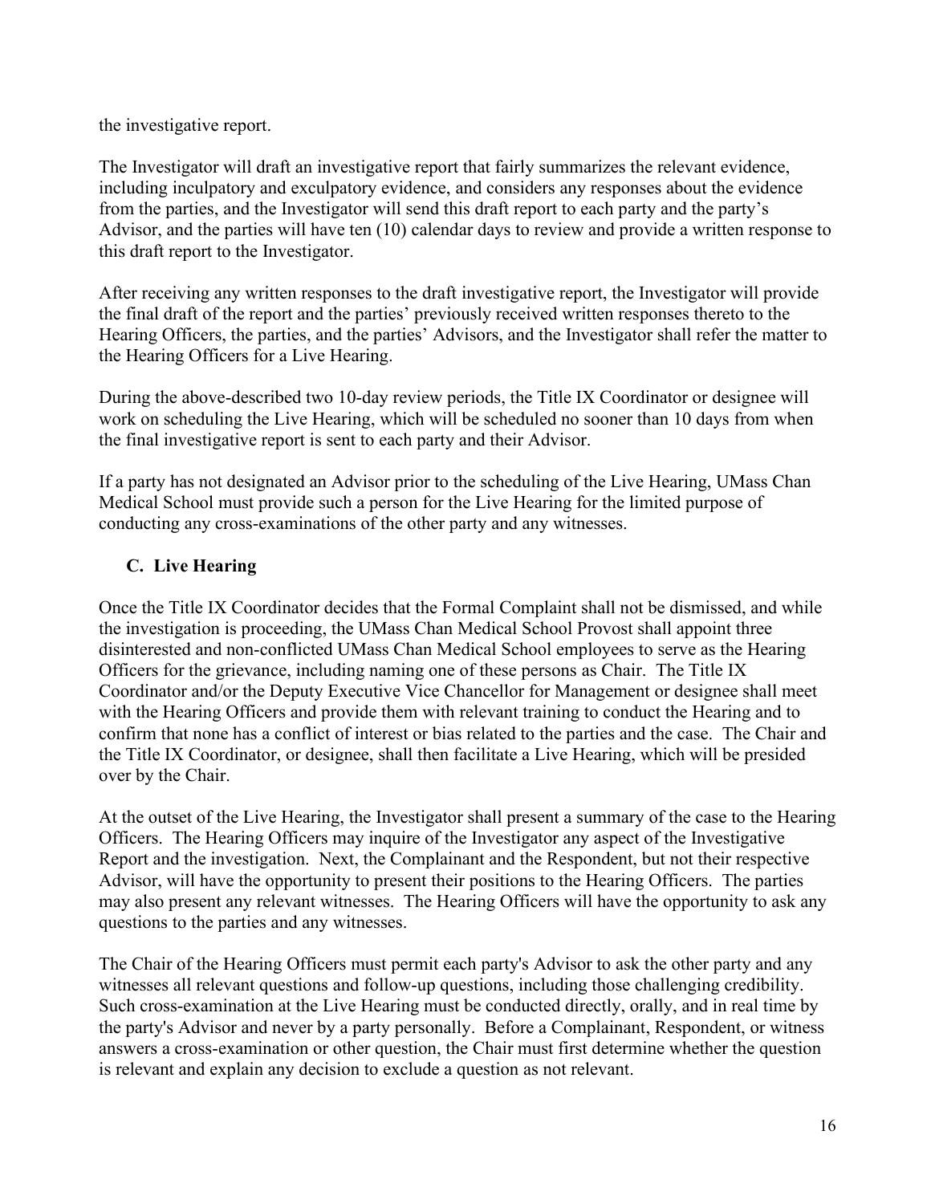the investigative report.

The Investigator will draft an investigative report that fairly summarizes the relevant evidence, including inculpatory and exculpatory evidence, and considers any responses about the evidence from the parties, and the Investigator will send this draft report to each party and the party's Advisor, and the parties will have ten (10) calendar days to review and provide a written response to this draft report to the Investigator.

After receiving any written responses to the draft investigative report, the Investigator will provide the final draft of the report and the parties' previously received written responses thereto to the Hearing Officers, the parties, and the parties' Advisors, and the Investigator shall refer the matter to the Hearing Officers for a Live Hearing.

During the above-described two 10-day review periods, the Title IX Coordinator or designee will work on scheduling the Live Hearing, which will be scheduled no sooner than 10 days from when the final investigative report is sent to each party and their Advisor.

If a party has not designated an Advisor prior to the scheduling of the Live Hearing, UMass Chan Medical School must provide such a person for the Live Hearing for the limited purpose of conducting any cross-examinations of the other party and any witnesses.

### C. Live Hearing

Once the Title IX Coordinator decides that the Formal Complaint shall not be dismissed, and while the investigation is proceeding, the UMass Chan Medical School Provost shall appoint three disinterested and non-conflicted UMass Chan Medical School employees to serve as the Hearing Officers for the grievance, including naming one of these persons as Chair. The Title IX Coordinator and/or the Deputy Executive Vice Chancellor for Management or designee shall meet with the Hearing Officers and provide them with relevant training to conduct the Hearing and to confirm that none has a conflict of interest or bias related to the parties and the case. The Chair and the Title IX Coordinator, or designee, shall then facilitate a Live Hearing, which will be presided over by the Chair.

At the outset of the Live Hearing, the Investigator shall present a summary of the case to the Hearing Officers. The Hearing Officers may inquire of the Investigator any aspect of the Investigative Report and the investigation. Next, the Complainant and the Respondent, but not their respective Advisor, will have the opportunity to present their positions to the Hearing Officers. The parties may also present any relevant witnesses. The Hearing Officers will have the opportunity to ask any questions to the parties and any witnesses.

The Chair of the Hearing Officers must permit each party's Advisor to ask the other party and any witnesses all relevant questions and follow-up questions, including those challenging credibility. Such cross-examination at the Live Hearing must be conducted directly, orally, and in real time by the party's Advisor and never by a party personally. Before a Complainant, Respondent, or witness answers a cross-examination or other question, the Chair must first determine whether the question is relevant and explain any decision to exclude a question as not relevant.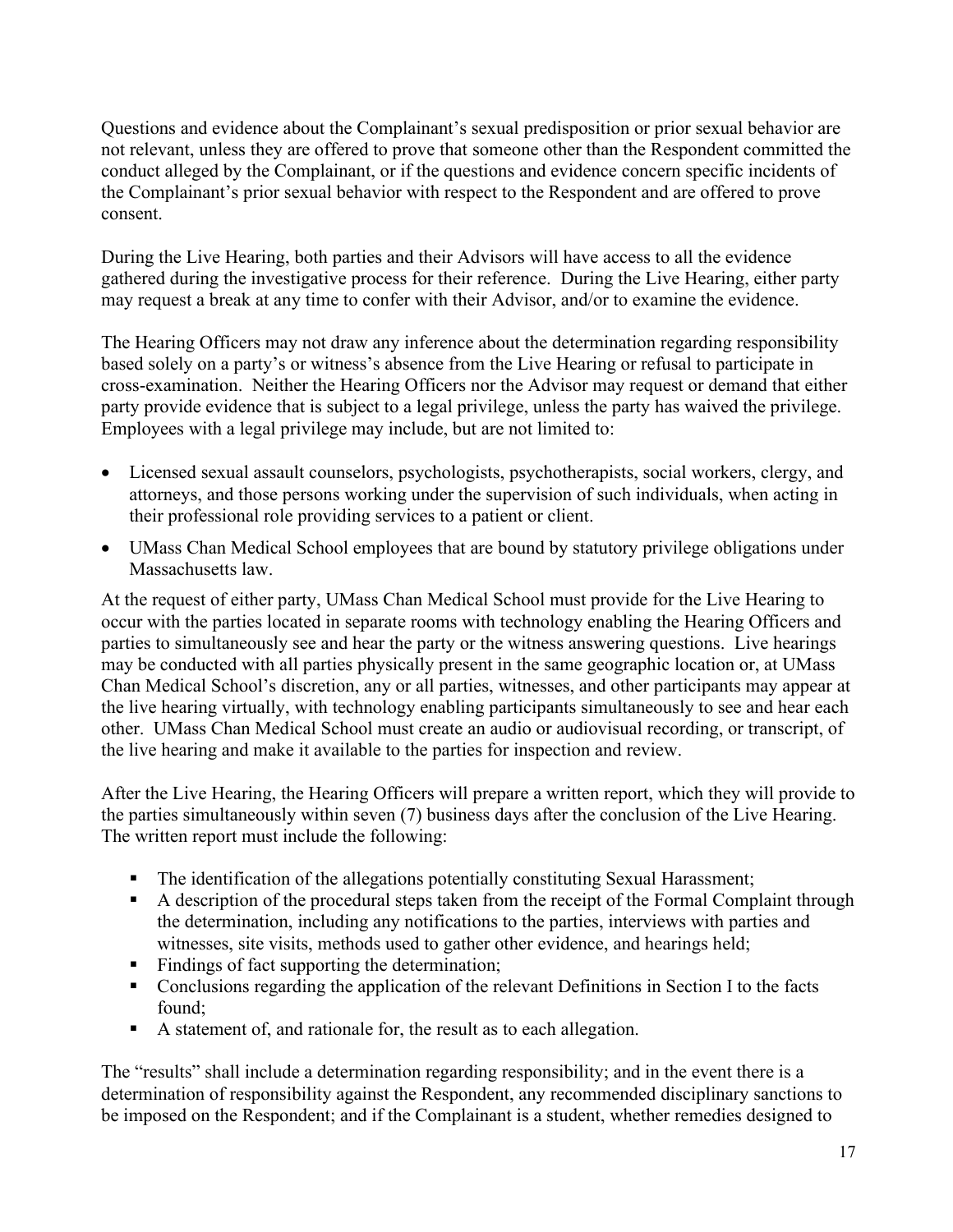Questions and evidence about the Complainant's sexual predisposition or prior sexual behavior are not relevant, unless they are offered to prove that someone other than the Respondent committed the conduct alleged by the Complainant, or if the questions and evidence concern specific incidents of the Complainant's prior sexual behavior with respect to the Respondent and are offered to prove consent.

During the Live Hearing, both parties and their Advisors will have access to all the evidence gathered during the investigative process for their reference. During the Live Hearing, either party may request a break at any time to confer with their Advisor, and/or to examine the evidence.

The Hearing Officers may not draw any inference about the determination regarding responsibility based solely on a party's or witness's absence from the Live Hearing or refusal to participate in cross-examination. Neither the Hearing Officers nor the Advisor may request or demand that either party provide evidence that is subject to a legal privilege, unless the party has waived the privilege. Employees with a legal privilege may include, but are not limited to:

- Licensed sexual assault counselors, psychologists, psychotherapists, social workers, clergy, and attorneys, and those persons working under the supervision of such individuals, when acting in their professional role providing services to a patient or client.
- UMass Chan Medical School employees that are bound by statutory privilege obligations under Massachusetts law.

At the request of either party, UMass Chan Medical School must provide for the Live Hearing to occur with the parties located in separate rooms with technology enabling the Hearing Officers and parties to simultaneously see and hear the party or the witness answering questions. Live hearings may be conducted with all parties physically present in the same geographic location or, at UMass Chan Medical School's discretion, any or all parties, witnesses, and other participants may appear at the live hearing virtually, with technology enabling participants simultaneously to see and hear each other. UMass Chan Medical School must create an audio or audiovisual recording, or transcript, of the live hearing and make it available to the parties for inspection and review.

After the Live Hearing, the Hearing Officers will prepare a written report, which they will provide to the parties simultaneously within seven (7) business days after the conclusion of the Live Hearing. The written report must include the following:

- The identification of the allegations potentially constituting Sexual Harassment;
- A description of the procedural steps taken from the receipt of the Formal Complaint through the determination, including any notifications to the parties, interviews with parties and witnesses, site visits, methods used to gather other evidence, and hearings held;
- Findings of fact supporting the determination;
- Conclusions regarding the application of the relevant Definitions in Section I to the facts found;
- A statement of, and rationale for, the result as to each allegation.

The "results" shall include a determination regarding responsibility; and in the event there is a determination of responsibility against the Respondent, any recommended disciplinary sanctions to be imposed on the Respondent; and if the Complainant is a student, whether remedies designed to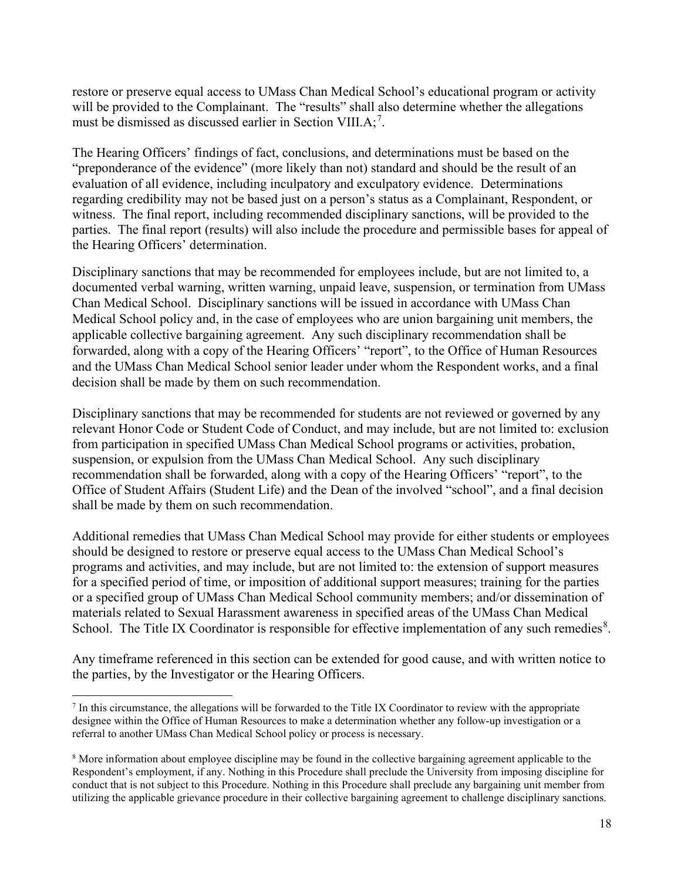restore or preserve equal access to UMass Chan Medical School's educational program or activity will be provided to the Complainant. The "results" shall also determine whether the allegations must be dismissed as discussed earlier in Section VIII.A;[7].

The Hearing Officers' findings of fact, conclusions, and determinations must be based on the "preponderance of the evidence" (more likely than not) standard and should be the result of an evaluation of all evidence, including inculpatory and exculpatory evidence. Determinations regarding credibility may not be based just on a person's status as a Complainant, Respondent, or witness. The final report, including recommended disciplinary sanctions, will be provided to the parties. The final report (results) will also include the procedure and permissible bases for appeal of the Hearing Officers' determination.

Disciplinary sanctions that may be recommended for employees include, but are not limited to, a documented verbal warning, written warning, unpaid leave, suspension, or termination from UMass Chan Medical School. Disciplinary sanctions will be issued in accordance with UMass Chan Medical School policy and, in the case of employees who are union bargaining unit members, the applicable collective bargaining agreement. Any such disciplinary recommendation shall be forwarded, along with a copy of the Hearing Officers' "report", to the Office of Human Resources and the UMass Chan Medical School senior leader under whom the Respondent works, and a final decision shall be made by them on such recommendation.

Disciplinary sanctions that may be recommended for students are not reviewed or governed by any relevant Honor Code or Student Code of Conduct, and may include, but are not limited to: exclusion from participation in specified UMass Chan Medical School programs or activities, probation, suspension, or expulsion from the UMass Chan Medical School. Any such disciplinary recommendation shall be forwarded, along with a copy of the Hearing Officers' "report", to the Office of Student Affairs (Student Life) and the Dean of the involved "school", and a final decision shall be made by them on such recommendation.

Additional remedies that UMass Chan Medical School may provide for either students or employees should be designed to restore or preserve equal access to the UMass Chan Medical School's programs and activities, and may include, but are not limited to: the extension of support measures for a specified period of time, or imposition of additional support measures; training for the parties or a specified group of UMass Chan Medical School community members; and/or dissemination of materials related to Sexual Harassment awareness in specified areas of the UMass Chan Medical School. The Title IX Coordinator is responsible for effective implementation of any such remedies[8].

Any timeframe referenced in this section can be extended for good cause, and with written notice to the parties, by the Investigator or the Hearing Officers.

---

[7] In this circumstance, the allegations will be forwarded to the Title IX Coordinator to review with the appropriate designee within the Office of Human Resources to make a determination whether any follow-up investigation or a referral to another UMass Chan Medical School policy or process is necessary.

[8] More information about employee discipline may be found in the collective bargaining agreement applicable to the Respondent's employment, if any. Nothing in this Procedure shall preclude the University from imposing discipline for conduct that is not subject to this Procedure. Nothing in this Procedure shall preclude any bargaining unit member from utilizing the applicable grievance procedure in their collective bargaining agreement to challenge disciplinary sanctions.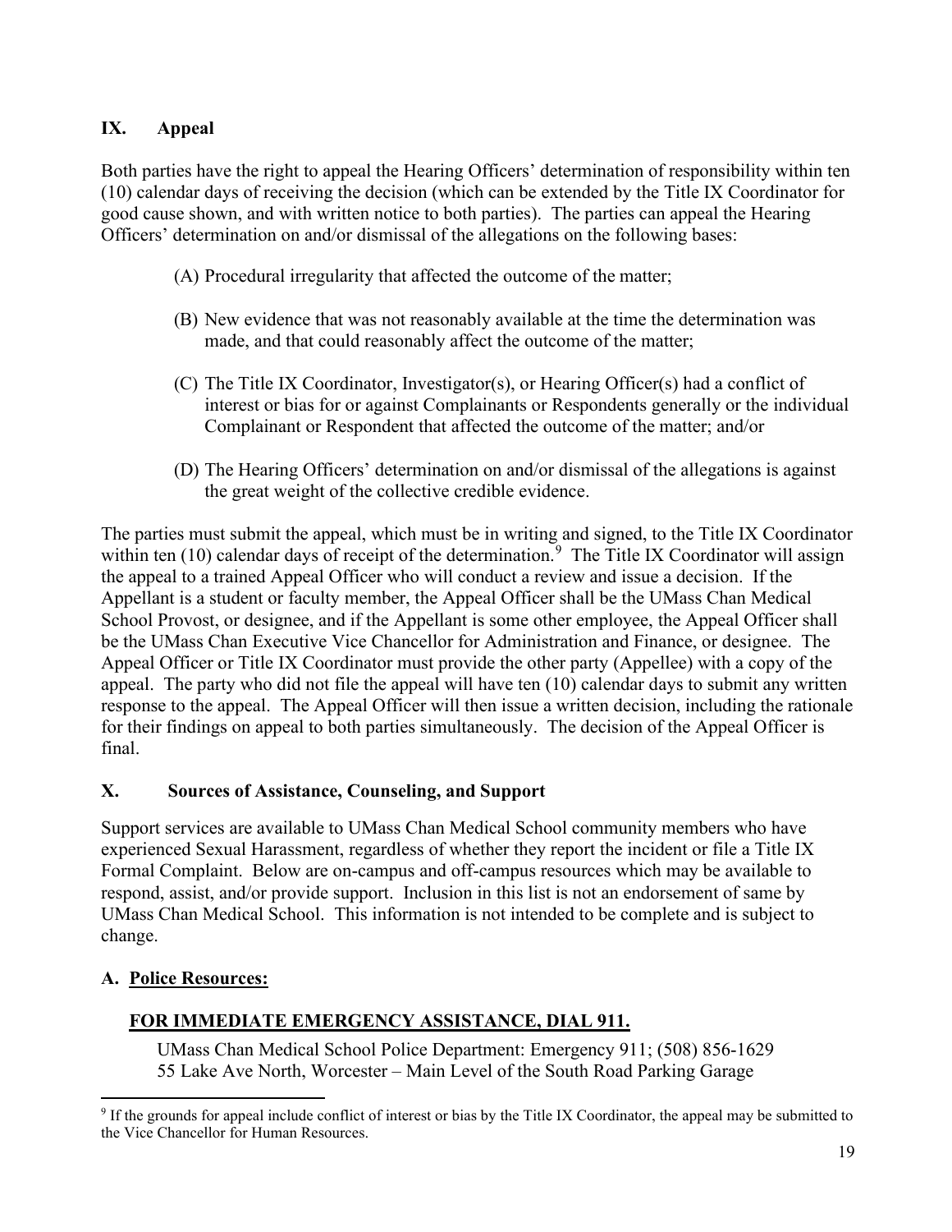## IX. Appeal

Both parties have the right to appeal the Hearing Officers' determination of responsibility within ten (10) calendar days of receiving the decision (which can be extended by the Title IX Coordinator for good cause shown, and with written notice to both parties). The parties can appeal the Hearing Officers' determination on and/or dismissal of the allegations on the following bases:

(A) Procedural irregularity that affected the outcome of the matter;

(B) New evidence that was not reasonably available at the time the determination was made, and that could reasonably affect the outcome of the matter;

(C) The Title IX Coordinator, Investigator(s), or Hearing Officer(s) had a conflict of interest or bias for or against Complainants or Respondents generally or the individual Complainant or Respondent that affected the outcome of the matter; and/or

(D) The Hearing Officers' determination on and/or dismissal of the allegations is against the great weight of the collective credible evidence.

The parties must submit the appeal, which must be in writing and signed, to the Title IX Coordinator within ten (10) calendar days of receipt of the determination.[9] The Title IX Coordinator will assign the appeal to a trained Appeal Officer who will conduct a review and issue a decision. If the Appellant is a student or faculty member, the Appeal Officer shall be the UMass Chan Medical School Provost, or designee, and if the Appellant is some other employee, the Appeal Officer shall be the UMass Chan Executive Vice Chancellor for Administration and Finance, or designee. The Appeal Officer or Title IX Coordinator must provide the other party (Appellee) with a copy of the appeal. The party who did not file the appeal will have ten (10) calendar days to submit any written response to the appeal. The Appeal Officer will then issue a written decision, including the rationale for their findings on appeal to both parties simultaneously. The decision of the Appeal Officer is final.

## X. Sources of Assistance, Counseling, and Support

Support services are available to UMass Chan Medical School community members who have experienced Sexual Harassment, regardless of whether they report the incident or file a Title IX Formal Complaint. Below are on-campus and off-campus resources which may be available to respond, assist, and/or provide support. Inclusion in this list is not an endorsement of same by UMass Chan Medical School. This information is not intended to be complete and is subject to change.

### A. Police Resources:

**FOR IMMEDIATE EMERGENCY ASSISTANCE, DIAL 911.**

UMass Chan Medical School Police Department: Emergency 911; (508) 856-1629
55 Lake Ave North, Worcester – Main Level of the South Road Parking Garage

[9] If the grounds for appeal include conflict of interest or bias by the Title IX Coordinator, the appeal may be submitted to the Vice Chancellor for Human Resources.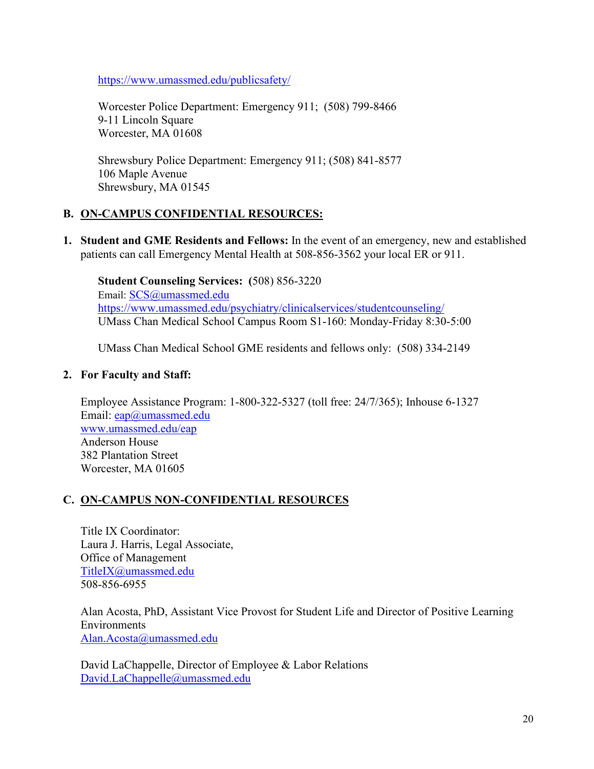https://www.umassmed.edu/publicsafety/

Worcester Police Department: Emergency 911;  (508) 799-8466
9-11 Lincoln Square
Worcester, MA 01608

Shrewsbury Police Department: Emergency 911; (508) 841-8577
106 Maple Avenue
Shrewsbury, MA 01545

## B. ON-CAMPUS CONFIDENTIAL RESOURCES:

1. **Student and GME Residents and Fellows:** In the event of an emergency, new and established patients can call Emergency Mental Health at 508-856-3562 your local ER or 911.

   **Student Counseling Services: (**508) 856-3220
   Email: SCS@umassmed.edu
   https://www.umassmed.edu/psychiatry/clinicalservices/studentcounseling/
   UMass Chan Medical School Campus Room S1-160: Monday-Friday 8:30-5:00

   UMass Chan Medical School GME residents and fellows only:  (508) 334-2149

2. **For Faculty and Staff:**

   Employee Assistance Program: 1-800-322-5327 (toll free: 24/7/365); Inhouse 6-1327
   Email: eap@umassmed.edu
   www.umassmed.edu/eap
   Anderson House
   382 Plantation Street
   Worcester, MA 01605

## C. ON-CAMPUS NON-CONFIDENTIAL RESOURCES

Title IX Coordinator:
Laura J. Harris, Legal Associate,
Office of Management
TitleIX@umassmed.edu
508-856-6955

Alan Acosta, PhD, Assistant Vice Provost for Student Life and Director of Positive Learning Environments
Alan.Acosta@umassmed.edu

David LaChappelle, Director of Employee & Labor Relations
David.LaChappelle@umassmed.edu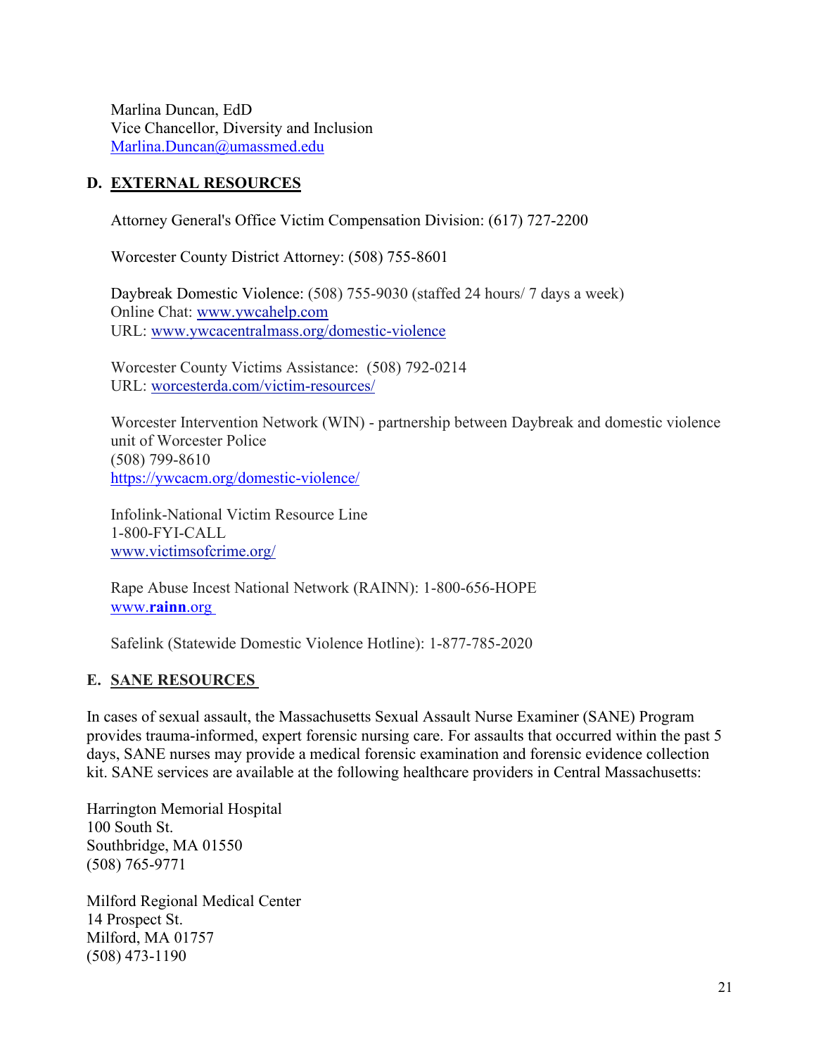Marlina Duncan, EdD
Vice Chancellor, Diversity and Inclusion
Marlina.Duncan@umassmed.edu

## D. EXTERNAL RESOURCES

Attorney General's Office Victim Compensation Division: (617) 727-2200

Worcester County District Attorney: (508) 755-8601

Daybreak Domestic Violence: (508) 755-9030 (staffed 24 hours/ 7 days a week)
Online Chat: www.ywcahelp.com
URL: www.ywcacentralmass.org/domestic-violence

Worcester County Victims Assistance: (508) 792-0214
URL: worcesterda.com/victim-resources/

Worcester Intervention Network (WIN) - partnership between Daybreak and domestic violence unit of Worcester Police
(508) 799-8610
https://ywcacm.org/domestic-violence/

Infolink-National Victim Resource Line
1-800-FYI-CALL
www.victimsofcrime.org/

Rape Abuse Incest National Network (RAINN): 1-800-656-HOPE
www.**rainn**.org

Safelink (Statewide Domestic Violence Hotline): 1-877-785-2020

## E. SANE RESOURCES

In cases of sexual assault, the Massachusetts Sexual Assault Nurse Examiner (SANE) Program provides trauma-informed, expert forensic nursing care. For assaults that occurred within the past 5 days, SANE nurses may provide a medical forensic examination and forensic evidence collection kit. SANE services are available at the following healthcare providers in Central Massachusetts:

Harrington Memorial Hospital
100 South St.
Southbridge, MA 01550
(508) 765-9771

Milford Regional Medical Center
14 Prospect St.
Milford, MA 01757
(508) 473-1190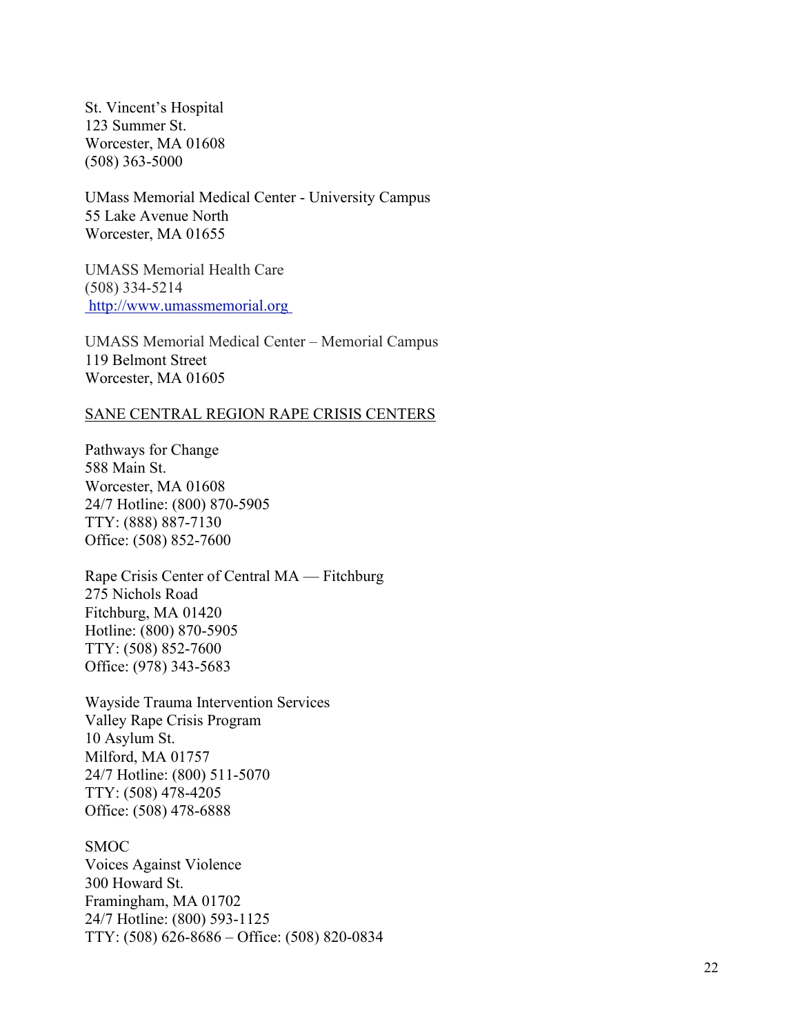St. Vincent's Hospital
123 Summer St.
Worcester, MA 01608
(508) 363-5000

UMass Memorial Medical Center - University Campus
55 Lake Avenue North
Worcester, MA 01655

UMASS Memorial Health Care
(508) 334-5214
[http://www.umassmemorial.org](http://www.umassmemorial.org)

UMASS Memorial Medical Center – Memorial Campus
119 Belmont Street
Worcester, MA 01605

<u>SANE CENTRAL REGION RAPE CRISIS CENTERS</u>

Pathways for Change
588 Main St.
Worcester, MA 01608
24/7 Hotline: (800) 870-5905
TTY: (888) 887-7130
Office: (508) 852-7600

Rape Crisis Center of Central MA — Fitchburg
275 Nichols Road
Fitchburg, MA 01420
Hotline: (800) 870-5905
TTY: (508) 852-7600
Office: (978) 343-5683

Wayside Trauma Intervention Services
Valley Rape Crisis Program
10 Asylum St.
Milford, MA 01757
24/7 Hotline: (800) 511-5070
TTY: (508) 478-4205
Office: (508) 478-6888

SMOC
Voices Against Violence
300 Howard St.
Framingham, MA 01702
24/7 Hotline: (800) 593-1125
TTY: (508) 626-8686 – Office: (508) 820-0834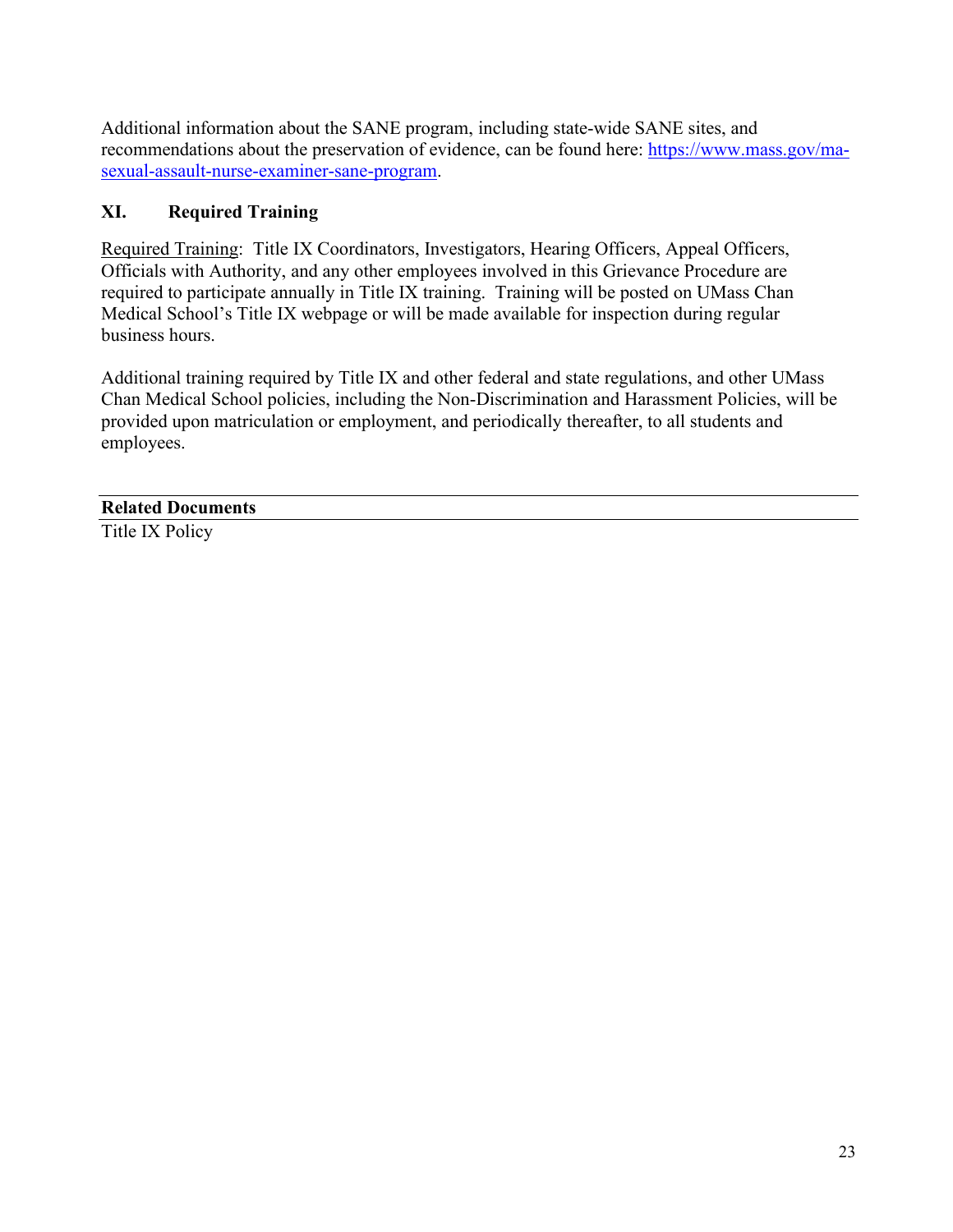Additional information about the SANE program, including state-wide SANE sites, and recommendations about the preservation of evidence, can be found here: [https://www.mass.gov/ma-sexual-assault-nurse-examiner-sane-program](https://www.mass.gov/ma-sexual-assault-nurse-examiner-sane-program).

## XI. Required Training

Required Training: Title IX Coordinators, Investigators, Hearing Officers, Appeal Officers, Officials with Authority, and any other employees involved in this Grievance Procedure are required to participate annually in Title IX training. Training will be posted on UMass Chan Medical School's Title IX webpage or will be made available for inspection during regular business hours.

Additional training required by Title IX and other federal and state regulations, and other UMass Chan Medical School policies, including the Non-Discrimination and Harassment Policies, will be provided upon matriculation or employment, and periodically thereafter, to all students and employees.

**Related Documents**

Title IX Policy